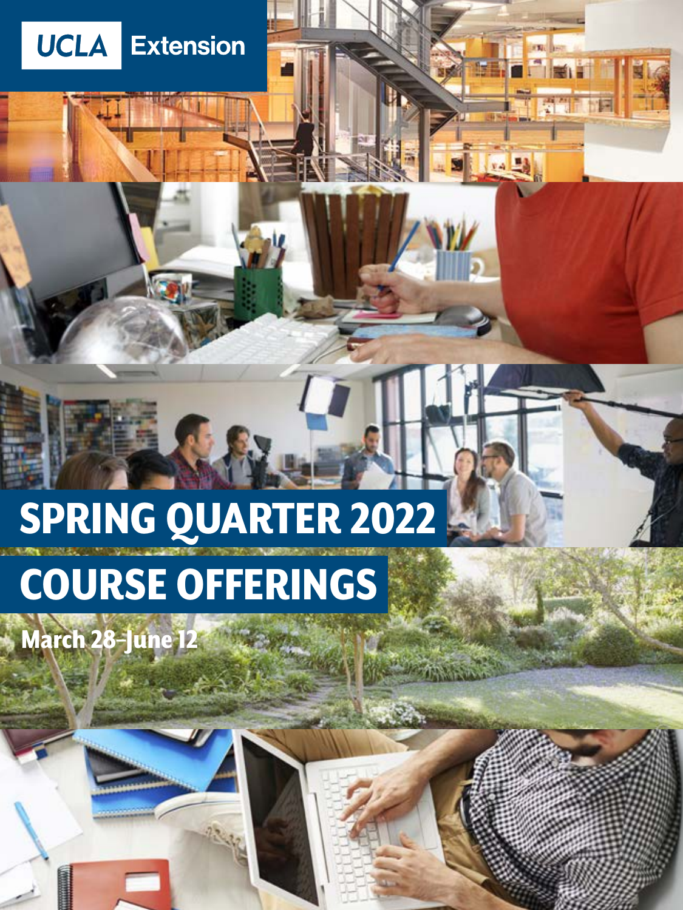UCLA Extension

# SPRING QUARTER 2022

# COURSE OFFERINGS

**March 28–June 12**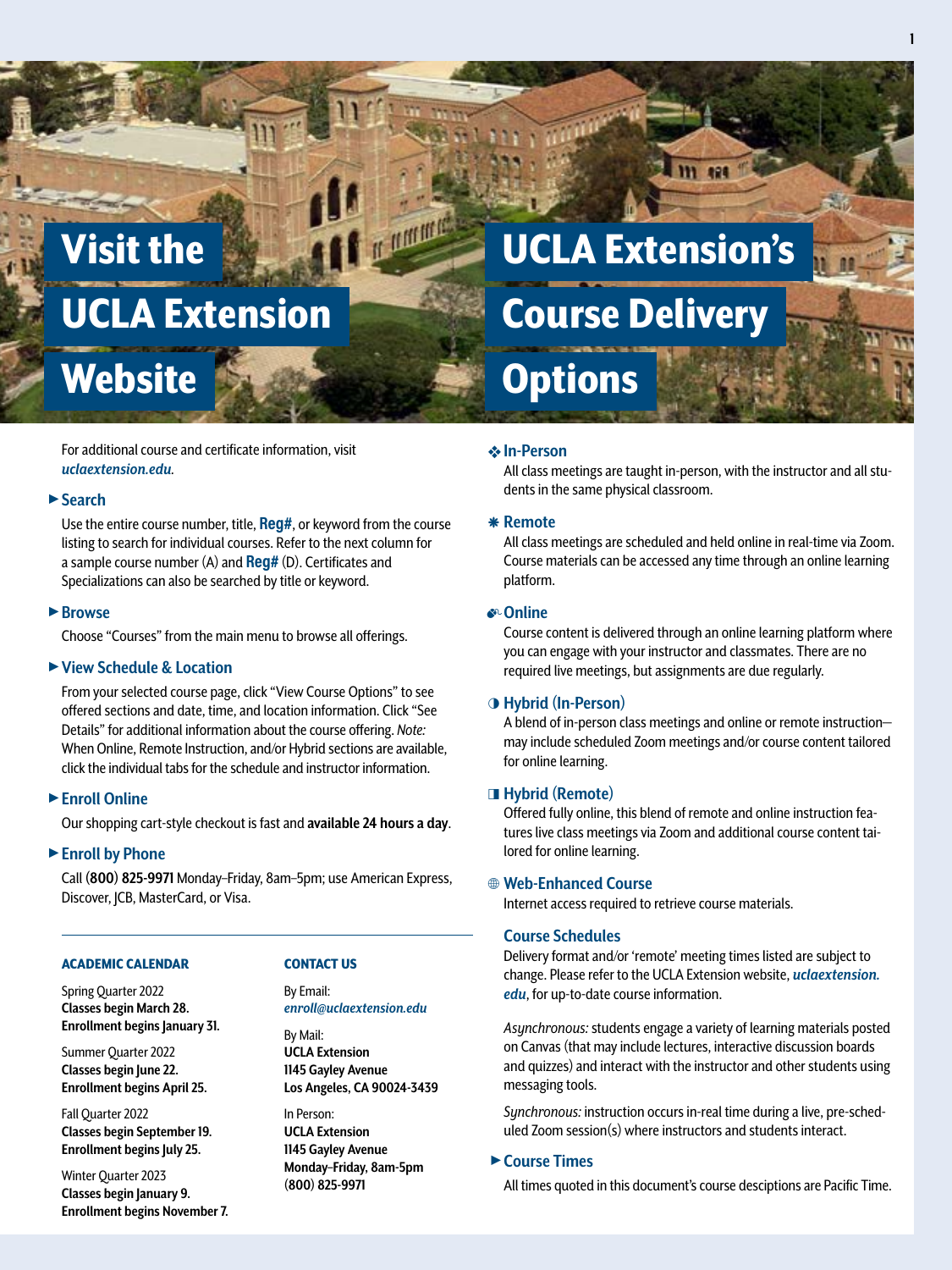# Visit the UCLA Extension Website

For additional course and certificate information, visit *uclaextension.edu*.

### ► Search

Use the entire course number, title, **Reg#**, or keyword from the course listing to search for individual courses. Refer to the next column for a sample course number (A) and **Reg#** (D). Certificates and Specializations can also be searched by title or keyword.

### ► Browse

Choose "Courses" from the main menu to browse all offerings.

### ► View Schedule & Location

From your selected course page, click "View Course Options" to see offered sections and date, time, and location information. Click "See Details" for additional information about the course offering. *Note:* When Online, Remote Instruction, and/or Hybrid sections are available, click the individual tabs for the schedule and instructor information.

### ► Enroll Online

Our shopping cart-style checkout is fast and **available 24 hours a day**.

### ► Enroll by Phone

Call (**800**) **825-9971** Monday–Friday, 8am–5pm; use American Express, Discover, JCB, MasterCard, or Visa.

---

#### ACADEMIC CALENDAR

Spring Quarter 2022
**Classes begin March 28.**
**Enrollment begins January 31.**

Summer Quarter 2022
**Classes begin June 22.**
**Enrollment begins April 25.**

Fall Quarter 2022
**Classes begin September 19.**
**Enrollment begins July 25.**

Winter Quarter 2023
**Classes begin January 9.**
**Enrollment begins November 7.**

#### CONTACT US

By Email:
*enroll@uclaextension.edu*

By Mail:
**UCLA Extension**
**1145 Gayley Avenue**
**Los Angeles, CA 90024-3439**

In Person:
**UCLA Extension**
**1145 Gayley Avenue**
**Monday–Friday, 8am-5pm**
**(800) 825-9971**

# UCLA Extension's Course Delivery Options

### ❖ In-Person

All class meetings are taught in-person, with the instructor and all students in the same physical classroom.

### ✱ Remote

All class meetings are scheduled and held online in real-time via Zoom. Course materials can be accessed any time through an online learning platform.

### Online

Course content is delivered through an online learning platform where you can engage with your instructor and classmates. There are no required live meetings, but assignments are due regularly.

### ◑ Hybrid (In-Person)

A blend of in-person class meetings and online or remote instruction—may include scheduled Zoom meetings and/or course content tailored for online learning.

### ◨ Hybrid (Remote)

Offered fully online, this blend of remote and online instruction features live class meetings via Zoom and additional course content tailored for online learning.

### ⊕ Web-Enhanced Course

Internet access required to retrieve course materials.

### Course Schedules

Delivery format and/or 'remote' meeting times listed are subject to change. Please refer to the UCLA Extension website, ***uclaextension.edu***, for up-to-date course information.

*Asynchronous:* students engage a variety of learning materials posted on Canvas (that may include lectures, interactive discussion boards and quizzes) and interact with the instructor and other students using messaging tools.

*Synchronous:* instruction occurs in-real time during a live, pre-scheduled Zoom session(s) where instructors and students interact.

### ► Course Times

All times quoted in this document's course desciptions are Pacific Time.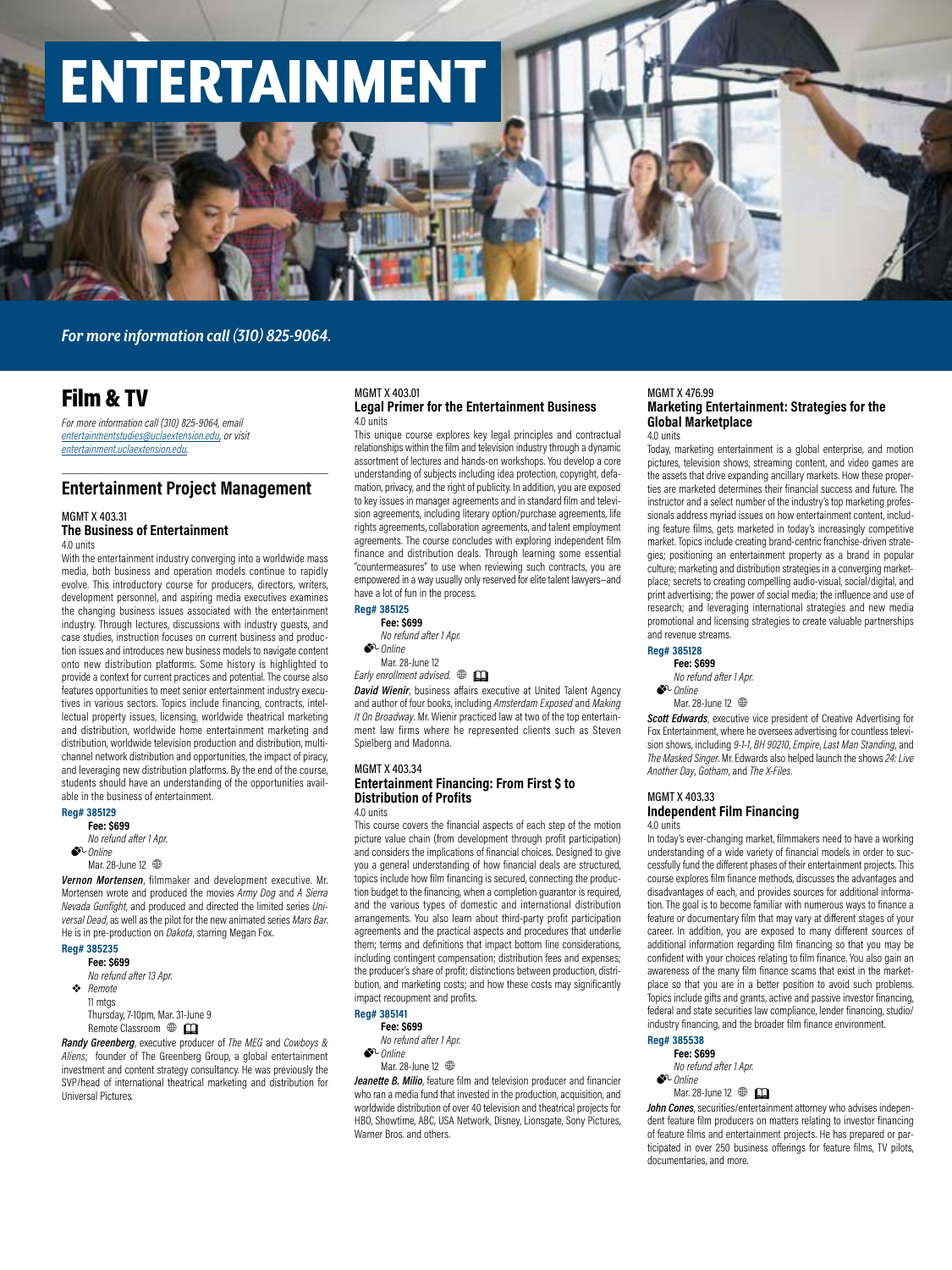# ENTERTAINMENT

*For more information call (310) 825-9064.*

## Film & TV

*For more information call (310) 825-9064, email entertainmentstudies@uclaextension.edu, or visit entertainment.uclaextension.edu.*

### Entertainment Project Management

MGMT X 403.31
**The Business of Entertainment**
4.0 units

With the entertainment industry converging into a worldwide mass media, both business and operation models continue to rapidly evolve. This introductory course for producers, directors, writers, development personnel, and aspiring media executives examines the changing business issues associated with the entertainment industry. Through lectures, discussions with industry guests, and case studies, instruction focuses on current business and production issues and introduces new business models to navigate content onto new distribution platforms. Some history is highlighted to provide a context for current practices and potential. The course also features opportunities to meet senior entertainment industry executives in various sectors. Topics include financing, contracts, intellectual property issues, licensing, worldwide theatrical marketing and distribution, worldwide home entertainment marketing and distribution, worldwide television production and distribution, multichannel network distribution and opportunities, the impact of piracy, and leveraging new distribution platforms. By the end of the course, students should have an understanding of the opportunities available in the business of entertainment.

**Reg# 385129**
**Fee: $699**
*No refund after 1 Apr.*
*Online*
Mar. 28-June 12

***Vernon Mortensen***, filmmaker and development executive. Mr. Mortensen wrote and produced the movies *Army Dog* and *A Sierra Nevada Gunfight*, and produced and directed the limited series *Universal Dead*, as well as the pilot for the new animated series *Mars Bar*. He is in pre-production on *Dakota*, starring Megan Fox.

**Reg# 385235**
**Fee: $699**
*No refund after 13 Apr.*
*Remote*
11 mtgs
Thursday, 7-10pm, Mar. 31-June 9
Remote Classroom

***Randy Greenberg***, executive producer of *The MEG* and *Cowboys & Aliens*; founder of The Greenberg Group, a global entertainment investment and content strategy consultancy. He was previously the SVP/head of international theatrical marketing and distribution for Universal Pictures.

MGMT X 403.01
**Legal Primer for the Entertainment Business**
4.0 units

This unique course explores key legal principles and contractual relationships within the film and television industry through a dynamic assortment of lectures and hands-on workshops. You develop a core understanding of subjects including idea protection, copyright, defamation, privacy, and the right of publicity. In addition, you are exposed to key issues in manager agreements and in standard film and television agreements, including literary option/purchase agreements, life rights agreements, collaboration agreements, and talent employment agreements. The course concludes with exploring independent film finance and distribution deals. Through learning some essential "countermeasures" to use when reviewing such contracts, you are empowered in a way usually only reserved for elite talent lawyers—and have a lot of fun in the process.

**Reg# 385125**
**Fee: $699**
*No refund after 1 Apr.*
*Online*
Mar. 28-June 12
*Early enrollment advised.*

***David Wienir***, business affairs executive at United Talent Agency and author of four books, including *Amsterdam Exposed* and *Making It On Broadway*. Mr. Wienir practiced law at two of the top entertainment law firms where he represented clients such as Steven Spielberg and Madonna.

MGMT X 403.34
**Entertainment Financing: From First $ to Distribution of Profits**
4.0 units

This course covers the financial aspects of each step of the motion picture value chain (from development through profit participation) and considers the implications of financial choices. Designed to give you a general understanding of how financial deals are structured, topics include how film financing is secured, connecting the production budget to the financing, when a completion guarantor is required, and the various types of domestic and international distribution arrangements. You also learn about third-party profit participation agreements and the practical aspects and procedures that underlie them; terms and definitions that impact bottom line considerations, including contingent compensation; distribution fees and expenses; the producer's share of profit; distinctions between production, distribution, and marketing costs; and how these costs may significantly impact recoupment and profits.

**Reg# 385141**
**Fee: $699**
*No refund after 1 Apr.*
*Online*
Mar. 28-June 12

***Jeanette B. Milio***, feature film and television producer and financier who ran a media fund that invested in the production, acquisition, and worldwide distribution of over 40 television and theatrical projects for HBO, Showtime, ABC, USA Network, Disney, Lionsgate, Sony Pictures, Warner Bros. and others.

MGMT X 476.99
**Marketing Entertainment: Strategies for the Global Marketplace**
4.0 units

Today, marketing entertainment is a global enterprise, and motion pictures, television shows, streaming content, and video games are the assets that drive expanding ancillary markets. How these properties are marketed determines their financial success and future. The instructor and a select number of the industry's top marketing professionals address myriad issues on how entertainment content, including feature films, gets marketed in today's increasingly competitive market. Topics include creating brand-centric franchise-driven strategies; positioning an entertainment property as a brand in popular culture; marketing and distribution strategies in a converging marketplace; secrets to creating compelling audio-visual, social/digital, and print advertising; the power of social media; the influence and use of research; and leveraging international strategies and new media promotional and licensing strategies to create valuable partnerships and revenue streams.

**Reg# 385128**
**Fee: $699**
*No refund after 1 Apr.*
*Online*
Mar. 28-June 12

***Scott Edwards***, executive vice president of Creative Advertising for Fox Entertainment, where he oversees advertising for countless television shows, including *9-1-1*, *BH 90210*, *Empire*, *Last Man Standing*, and *The Masked Singer*. Mr. Edwards also helped launch the shows *24: Live Another Day*, *Gotham*, and *The X-Files*.

MGMT X 403.33
**Independent Film Financing**
4.0 units

In today's ever-changing market, filmmakers need to have a working understanding of a wide variety of financial models in order to successfully fund the different phases of their entertainment projects. This course explores film finance methods, discusses the advantages and disadvantages of each, and provides sources for additional information. The goal is to become familiar with numerous ways to finance a feature or documentary film that may vary at different stages of your career. In addition, you are exposed to many different sources of additional information regarding film financing so that you may be confident with your choices relating to film finance. You also gain an awareness of the many film finance scams that exist in the marketplace so that you are in a better position to avoid such problems. Topics include gifts and grants, active and passive investor financing, federal and state securities law compliance, lender financing, studio/industry financing, and the broader film finance environment.

**Reg# 385538**
**Fee: $699**
*No refund after 1 Apr.*
*Online*
Mar. 28-June 12

***John Cones***, securities/entertainment attorney who advises independent feature film producers on matters relating to investor financing of feature films and entertainment projects. He has prepared or participated in over 250 business offerings for feature films, TV pilots, documentaries, and more.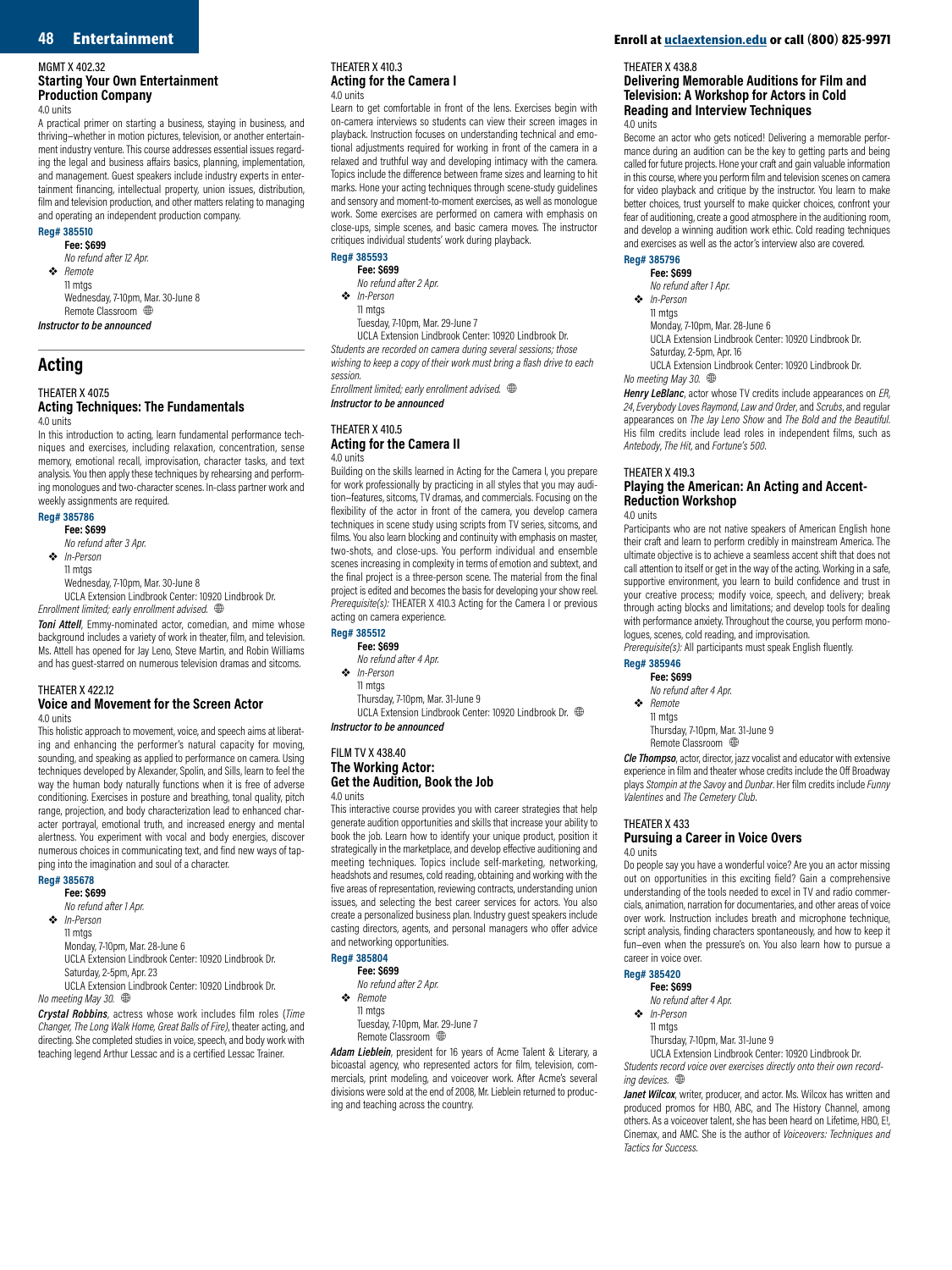MGMT X 402.32

### Starting Your Own Entertainment Production Company

4.0 units

A practical primer on starting a business, staying in business, and thriving—whether in motion pictures, television, or another entertainment industry venture. This course addresses essential issues regarding the legal and business affairs basics, planning, implementation, and management. Guest speakers include industry experts in entertainment financing, intellectual property, union issues, distribution, film and television production, and other matters relating to managing and operating an independent production company.

**Reg# 385510**

**Fee: $699**

*No refund after 12 Apr.*

❖ *Remote*

11 mtgs

Wednesday, 7-10pm, Mar. 30-June 8

Remote Classroom

***Instructor to be announced***

## Acting

THEATER X 407.5

### Acting Techniques: The Fundamentals

4.0 units

In this introduction to acting, learn fundamental performance techniques and exercises, including relaxation, concentration, sense memory, emotional recall, improvisation, character tasks, and text analysis. You then apply these techniques by rehearsing and performing monologues and two-character scenes. In-class partner work and weekly assignments are required.

**Reg# 385786**

**Fee: $699**

*No refund after 3 Apr.*

❖ *In-Person*

11 mtgs

Wednesday, 7-10pm, Mar. 30-June 8

UCLA Extension Lindbrook Center: 10920 Lindbrook Dr.

*Enrollment limited; early enrollment advised.*

***Toni Attell***, Emmy-nominated actor, comedian, and mime whose background includes a variety of work in theater, film, and television. Ms. Attell has opened for Jay Leno, Steve Martin, and Robin Williams and has guest-starred on numerous television dramas and sitcoms.

THEATER X 422.12

### Voice and Movement for the Screen Actor

4.0 units

This holistic approach to movement, voice, and speech aims at liberating and enhancing the performer's natural capacity for moving, sounding, and speaking as applied to performance on camera. Using techniques developed by Alexander, Spolin, and Sills, learn to feel the way the human body naturally functions when it is free of adverse conditioning. Exercises in posture and breathing, tonal quality, pitch range, projection, and body characterization lead to enhanced character portrayal, emotional truth, and increased energy and mental alertness. You experiment with vocal and body energies, discover numerous choices in communicating text, and find new ways of tapping into the imagination and soul of a character.

**Reg# 385678**

**Fee: $699**

*No refund after 1 Apr.*

❖ *In-Person*

11 mtgs

Monday, 7-10pm, Mar. 28-June 6

UCLA Extension Lindbrook Center: 10920 Lindbrook Dr.

Saturday, 2-5pm, Apr. 23

UCLA Extension Lindbrook Center: 10920 Lindbrook Dr.

*No meeting May 30.*

***Crystal Robbins***, actress whose work includes film roles (*Time Changer, The Long Walk Home, Great Balls of Fire*), theater acting, and directing. She completed studies in voice, speech, and body work with teaching legend Arthur Lessac and is a certified Lessac Trainer.

THEATER X 410.3

### Acting for the Camera I

4.0 units

Learn to get comfortable in front of the lens. Exercises begin with on-camera interviews so students can view their screen images in playback. Instruction focuses on understanding technical and emotional adjustments required for working in front of the camera in a relaxed and truthful way and developing intimacy with the camera. Topics include the difference between frame sizes and learning to hit marks. Hone your acting techniques through scene-study guidelines and sensory and moment-to-moment exercises, as well as monologue work. Some exercises are performed on camera with emphasis on close-ups, simple scenes, and basic camera moves. The instructor critiques individual students' work during playback.

**Reg# 385593**

**Fee: $699**

*No refund after 2 Apr.*

❖ *In-Person*

11 mtgs

Tuesday, 7-10pm, Mar. 29-June 7

UCLA Extension Lindbrook Center: 10920 Lindbrook Dr.

*Students are recorded on camera during several sessions; those wishing to keep a copy of their work must bring a flash drive to each session.*

*Enrollment limited; early enrollment advised.*

***Instructor to be announced***

THEATER X 410.5

### Acting for the Camera II

4.0 units

Building on the skills learned in Acting for the Camera I, you prepare for work professionally by practicing in all styles that you may audition—features, sitcoms, TV dramas, and commercials. Focusing on the flexibility of the actor in front of the camera, you develop camera techniques in scene study using scripts from TV series, sitcoms, and films. You also learn blocking and continuity with emphasis on master, two-shots, and close-ups. You perform individual and ensemble scenes increasing in complexity in terms of emotion and subtext, and the final project is a three-person scene. The material from the final project is edited and becomes the basis for developing your show reel.

*Prerequisite(s):* THEATER X 410.3 Acting for the Camera I or previous acting on camera experience.

**Reg# 385512**

**Fee: $699**

*No refund after 4 Apr.*

❖ *In-Person*

11 mtgs

Thursday, 7-10pm, Mar. 31-June 9

UCLA Extension Lindbrook Center: 10920 Lindbrook Dr.

***Instructor to be announced***

FILM TV X 438.40

### The Working Actor: Get the Audition, Book the Job

4.0 units

This interactive course provides you with career strategies that help generate audition opportunities and skills that increase your ability to book the job. Learn how to identify your unique product, position it strategically in the marketplace, and develop effective auditioning and meeting techniques. Topics include self-marketing, networking, headshots and resumes, cold reading, obtaining and working with the five areas of representation, reviewing contracts, understanding union issues, and selecting the best career services for actors. You also create a personalized business plan. Industry guest speakers include casting directors, agents, and personal managers who offer advice and networking opportunities.

**Reg# 385804**

**Fee: $699**

*No refund after 2 Apr.*

❖ *Remote*

11 mtgs

Tuesday, 7-10pm, Mar. 29-June 7

Remote Classroom

***Adam Lieblein***, president for 16 years of Acme Talent & Literary, a bicoastal agency, who represented actors for film, television, commercials, print modeling, and voiceover work. After Acme's several divisions were sold at the end of 2008, Mr. Lieblein returned to producing and teaching across the country.

THEATER X 438.8

### Delivering Memorable Auditions for Film and Television: A Workshop for Actors in Cold Reading and Interview Techniques

4.0 units

Become an actor who gets noticed! Delivering a memorable performance during an audition can be the key to getting parts and being called for future projects. Hone your craft and gain valuable information in this course, where you perform film and television scenes on camera for video playback and critique by the instructor. You learn to make better choices, trust yourself to make quicker choices, confront your fear of auditioning, create a good atmosphere in the audition room, and develop a winning audition work ethic. Cold reading techniques and exercises as well as the actor's interview also are covered.

**Reg# 385796**

**Fee: $699**

*No refund after 1 Apr.*

❖ *In-Person*

11 mtgs

Monday, 7-10pm, Mar. 28-June 6

UCLA Extension Lindbrook Center: 10920 Lindbrook Dr.

Saturday, 2-5pm, Apr. 16

UCLA Extension Lindbrook Center: 10920 Lindbrook Dr.

*No meeting May 30.*

***Henry LeBlanc***, actor whose TV credits include appearances on *ER*, *24*, *Everybody Loves Raymond*, *Law and Order*, and *Scrubs*, and regular appearances on *The Jay Leno Show* and *The Bold and the Beautiful*. His film credits include lead roles in independent films, such as *Antebody*, *The Hit*, and *Fortune's 500*.

THEATER X 419.3

### Playing the American: An Acting and Accent-Reduction Workshop

4.0 units

Participants who are not native speakers of American English hone their craft and learn to perform credibly in mainstream America. The ultimate objective is to achieve a seamless accent shift that does not call attention to itself or get in the way of the acting. Working in a safe, supportive environment, you learn to build confidence and trust in your creative process; modify voice, speech, and delivery; break through acting blocks and limitations; and develop tools for dealing with performance anxiety. Throughout the course, you perform monologues, scenes, cold reading, and improvisation.

*Prerequisite(s):* All participants must speak English fluently.

**Reg# 385946**

**Fee: $699**

*No refund after 4 Apr.*

❖ *Remote*

11 mtgs

Thursday, 7-10pm, Mar. 31-June 9

Remote Classroom

***Cle Thompso***, actor, director, jazz vocalist and educator with extensive experience in film and theater whose credits include the Off Broadway plays *Stompin at the Savoy* and *Dunbar*. Her film credits include *Funny Valentines* and *The Cemetery Club*.

THEATER X 433

### Pursuing a Career in Voice Overs

4.0 units

Do people say you have a wonderful voice? Are you an actor missing out on opportunities in this exciting field? Gain a comprehensive understanding of the tools needed to excel in TV and radio commercials, animation, narration for documentaries, and other areas of voice over work. Instruction includes breath and microphone technique, script analysis, finding characters spontaneously, and how to keep it fun—even when the pressure's on. You also learn how to pursue a career in voice over.

**Reg# 385420**

**Fee: $699**

*No refund after 4 Apr.*

❖ *In-Person*

11 mtgs

Thursday, 7-10pm, Mar. 31-June 9

UCLA Extension Lindbrook Center: 10920 Lindbrook Dr.

*Students record voice over exercises directly onto their own recording devices.*

***Janet Wilcox***, writer, producer, and actor. Ms. Wilcox has written and produced promos for HBO, ABC, and The History Channel, among others. As a voiceover talent, she has been heard on Lifetime, HBO, E!, Cinemax, and AMC. She is the author of *Voiceovers: Techniques and Tactics for Success*.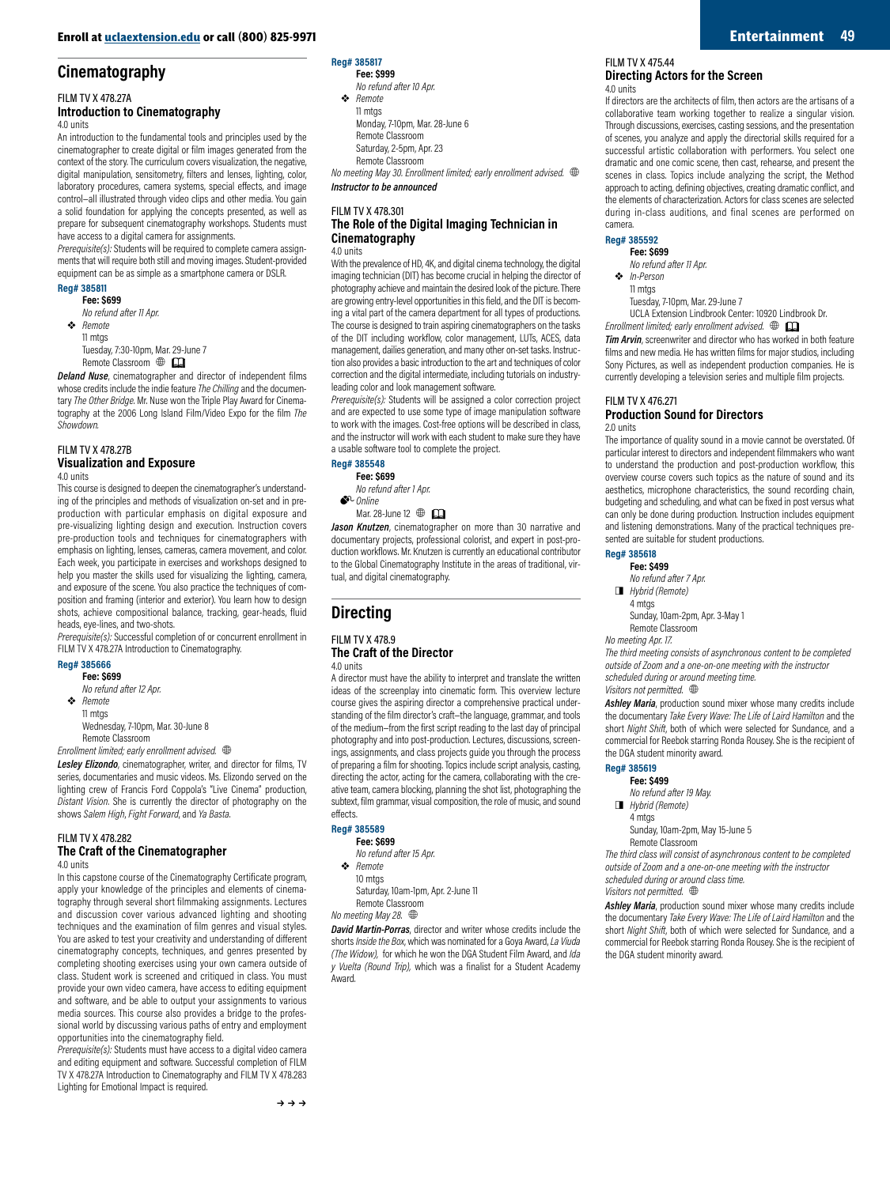## Cinematography

### FILM TV X 478.27A
### Introduction to Cinematography
4.0 units

An introduction to the fundamental tools and principles used by the cinematographer to create digital or film images generated from the context of the story. The curriculum covers visualization, the negative, digital manipulation, sensitometry, filters and lenses, lighting, color, laboratory procedures, camera systems, special effects, and image control—all illustrated through video clips and other media. You gain a solid foundation for applying the concepts presented, as well as prepare for subsequent cinematography workshops. Students must have access to a digital camera for assignments.

*Prerequisite(s):* Students will be required to complete camera assignments that will require both still and moving images. Student-provided equipment can be as simple as a smartphone camera or DSLR.

**Reg# 385811**
**Fee: $699**
*No refund after 11 Apr.*
❖ *Remote*
11 mtgs
Tuesday, 7:30-10pm, Mar. 29-June 7
Remote Classroom

***Deland Nuse***, cinematographer and director of independent films whose credits include the indie feature *The Chilling* and the documentary *The Other Bridge*. Mr. Nuse won the Triple Play Award for Cinematography at the 2006 Long Island Film/Video Expo for the film *The Showdown*.

### FILM TV X 478.27B
### Visualization and Exposure
4.0 units

This course is designed to deepen the cinematographer's understanding of the principles and methods of visualization on-set and in pre-production with particular emphasis on digital exposure and pre-visualizing lighting design and execution. Instruction covers pre-production tools and techniques for cinematographers with emphasis on lighting, lenses, cameras, camera movement, and color. Each week, you participate in exercises and workshops designed to help you master the skills used for visualizing the lighting, camera, and exposure of the scene. You also practice the techniques of composition and framing (interior and exterior). You learn how to design shots, achieve compositional balance, tracking, gear-heads, fluid heads, eye-lines, and two-shots.

*Prerequisite(s):* Successful completion of or concurrent enrollment in FILM TV X 478.27A Introduction to Cinematography.

**Reg# 385666**
**Fee: $699**
*No refund after 12 Apr.*
❖ *Remote*
11 mtgs
Wednesday, 7-10pm, Mar. 30-June 8
Remote Classroom

*Enrollment limited; early enrollment advised.*

***Lesley Elizondo***, cinematographer, writer, and director for films, TV series, documentaries and music videos. Ms. Elizondo served on the lighting crew of Francis Ford Coppola's "Live Cinema" production, *Distant Vision*. She is currently the director of photography on the shows *Salem High*, *Fight Forward*, and *Ya Basta*.

### FILM TV X 478.282
### The Craft of the Cinematographer
4.0 units

In this capstone course of the Cinematography Certificate program, apply your knowledge of the principles and elements of cinematography through several short filmmaking assignments. Lectures and discussion cover various advanced lighting and shooting techniques and the examination of film genres and visual styles. You are asked to test your creativity and understanding of different cinematography concepts, techniques, and genres presented by completing shooting exercises using your own camera outside of class. Student work is screened and critiqued in class. You must provide your own video camera, have access to editing equipment and software, and be able to output your assignments to various media sources. This course also provides a bridge to the professional world by discussing various paths of entry and employment opportunities into the cinematography field.

*Prerequisite(s):* Students must have access to a digital video camera and editing equipment and software. Successful completion of FILM TV X 478.27A Introduction to Cinematography and FILM TV X 478.283 Lighting for Emotional Impact is required.

**Reg# 385817**
**Fee: $999**
*No refund after 10 Apr.*
❖ *Remote*
11 mtgs
Monday, 7-10pm, Mar. 28-June 6
Remote Classroom
Saturday, 2-5pm, Apr. 23
Remote Classroom

*No meeting May 30. Enrollment limited; early enrollment advised.*

***Instructor to be announced***

### FILM TV X 478.301
### The Role of the Digital Imaging Technician in Cinematography
4.0 units

With the prevalence of HD, 4K, and digital cinema technology, the digital imaging technician (DIT) has become crucial in helping the director of photography achieve and maintain the desired look of the picture. There are growing entry-level opportunities in this field, and the DIT is becoming a vital part of the camera department for all types of productions. The course is designed to train aspiring cinematographers on the tasks of the DIT including workflow, color management, LUTs, ACES, data management, dailies generation, and many other on-set tasks. Instruction also provides a basic introduction to the art and techniques of color correction and the digital intermediate, including tutorials on industry-leading color and look management software.

*Prerequisite(s):* Students will be assigned a color correction project and are expected to use some type of image manipulation software to work with the images. Cost-free options will be described in class, and the instructor will work with each student to make sure they have a usable software tool to complete the project.

**Reg# 385548**
**Fee: $699**
*No refund after 1 Apr.*
*Online*
Mar. 28-June 12

***Jason Knutzen***, cinematographer on more than 30 narrative and documentary projects, professional colorist, and expert in post-production workflows. Mr. Knutzen is currently an educational contributor to the Global Cinematography Institute in the areas of traditional, virtual, and digital cinematography.

## Directing

### FILM TV X 478.9
### The Craft of the Director
4.0 units

A director must have the ability to interpret and translate the written ideas of the screenplay into cinematic form. This overview lecture course gives the aspiring director a comprehensive practical understanding of the film director's craft—the language, grammar, and tools of the medium—from the first script reading to the last day of principal photography and into post-production. Lectures, discussions, screenings, assignments, and class projects guide you through the process of preparing a film for shooting. Topics include script analysis, casting, directing the actor, acting for the camera, collaborating with the creative team, camera blocking, planning the shot list, photographing the subtext, film grammar, visual composition, the role of music, and sound effects.

**Reg# 385589**
**Fee: $699**
*No refund after 15 Apr.*
❖ *Remote*
10 mtgs
Saturday, 10am-1pm, Apr. 2-June 11
Remote Classroom

*No meeting May 28.*

***David Martin-Porras***, director and writer whose credits include the shorts *Inside the Box*, which was nominated for a Goya Award, *La Viuda (The Widow)*, for which he won the DGA Student Film Award, and *Ida y Vuelta (Round Trip)*, which was a finalist for a Student Academy Award.

### FILM TV X 475.44
### Directing Actors for the Screen
4.0 units

If directors are the architects of film, then actors are the artisans of a collaborative team working together to realize a singular vision. Through discussions, exercises, casting sessions, and the presentation of scenes, you analyze and apply the directorial skills required for a successful artistic collaboration with performers. You select one dramatic and one comic scene, then cast, rehearse, and present the scenes in class. Topics include analyzing the script, the Method approach to acting, defining objectives, creating dramatic conflict, and the elements of characterization. Actors for class scenes are selected during in-class auditions, and final scenes are performed on camera.

**Reg# 385592**
**Fee: $699**
*No refund after 11 Apr.*
❖ *In-Person*
11 mtgs
Tuesday, 7-10pm, Mar. 29-June 7
UCLA Extension Lindbrook Center: 10920 Lindbrook Dr.

*Enrollment limited; early enrollment advised.*

***Tim Arvin***, screenwriter and director who has worked in both feature films and new media. He has written films for major studios, including Sony Pictures, as well as independent production companies. He is currently developing a television series and multiple film projects.

### FILM TV X 476.271
### Production Sound for Directors
2.0 units

The importance of quality sound in a movie cannot be overstated. Of particular interest to directors and independent filmmakers who want to understand the production and post-production workflow, this overview course covers such topics as the nature of sound and its aesthetics, microphone characteristics, the sound recording chain, budgeting and scheduling, and what can be fixed in post versus what can only be done during production. Instruction includes equipment and listening demonstrations. Many of the practical techniques presented are suitable for student productions.

**Reg# 385618**
**Fee: $499**
*No refund after 7 Apr.*
*Hybrid (Remote)*
4 mtgs
Sunday, 10am-2pm, Apr. 3-May 1
Remote Classroom

*No meeting Apr. 17.*
*The third meeting consists of asynchronous content to be completed outside of Zoom and a one-on-one meeting with the instructor scheduled during or around meeting time.*
*Visitors not permitted.*

***Ashley Maria***, production sound mixer whose many credits include the documentary *Take Every Wave: The Life of Laird Hamilton* and the short *Night Shift*, both of which were selected for Sundance, and a commercial for Reebok starring Ronda Rousey. She is the recipient of the DGA student minority award.

**Reg# 385619**
**Fee: $499**
*No refund after 19 May.*
*Hybrid (Remote)*
4 mtgs
Sunday, 10am-2pm, May 15-June 5
Remote Classroom

*The third class will consist of asynchronous content to be completed outside of Zoom and a one-on-one meeting with the instructor scheduled during or around class time.*
*Visitors not permitted.*

***Ashley Maria***, production sound mixer whose many credits include the documentary *Take Every Wave: The Life of Laird Hamilton* and the short *Night Shift*, both of which were selected for Sundance, and a commercial for Reebok starring Ronda Rousey. She is the recipient of the DGA student minority award.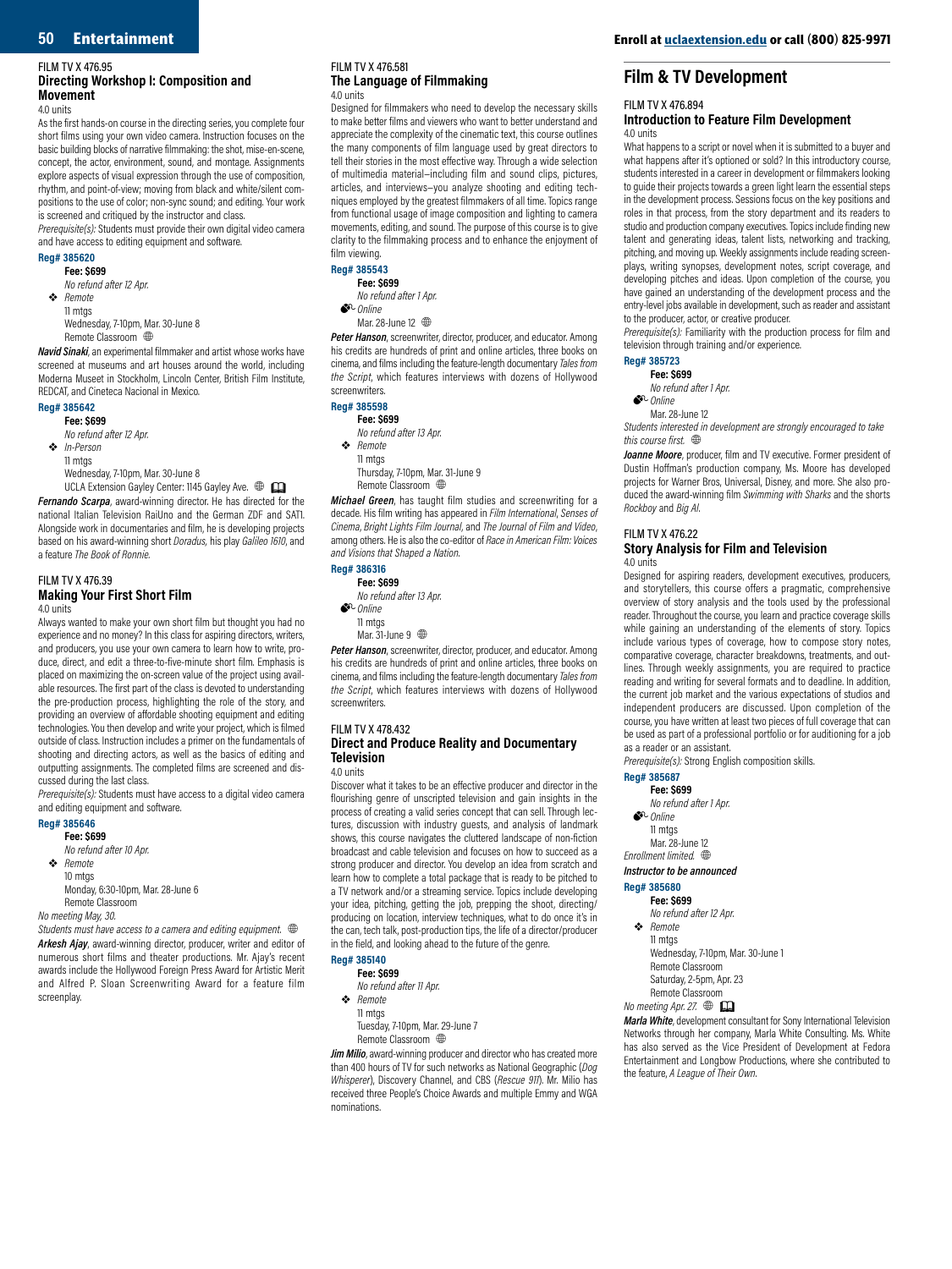FILM TV X 476.95

## Directing Workshop I: Composition and Movement

4.0 units

As the first hands-on course in the directing series, you complete four short films using your own video camera. Instruction focuses on the basic building blocks of narrative filmmaking: the shot, mise-en-scene, concept, the actor, environment, sound, and montage. Assignments explore aspects of visual expression through the use of composition, rhythm, and point-of-view; moving from black and white/silent compositions to the use of color; non-sync sound; and editing. Your work is screened and critiqued by the instructor and class.

*Prerequisite(s):* Students must provide their own digital video camera and have access to editing equipment and software.

**Reg# 385620**

**Fee: $699**

*No refund after 12 Apr.*

❖ *Remote*

11 mtgs

Wednesday, 7-10pm, Mar. 30-June 8

Remote Classroom

***Navid Sinaki***, an experimental filmmaker and artist whose work has screened at museums and art houses around the world, including Moderna Museet in Stockholm, Lincoln Center, British Film Institute, REDCAT, and Cineteca Nacional in Mexico.

**Reg# 385642**

**Fee: $699**

*No refund after 12 Apr.*

❖ *In-Person*

11 mtgs

Wednesday, 7-10pm, Mar. 30-June 8

UCLA Extension Gayley Center: 1145 Gayley Ave.

***Fernando Scarpa***, award-winning director. He has directed for the national Italian Television RaiUno and the German ZDF and SAT1. Alongside work in documentaries and film, he is developing projects based on his award-winning short *Doradus*, his play *Galileo 1610*, and a feature *The Book of Ronnie*.

FILM TV X 476.39

## Making Your First Short Film

4.0 units

Always wanted to make your own short film but thought you had no experience and no money? In this class for aspiring directors, writers, and producers, you use your own camera to learn how to write, produce, direct, and edit a three-to-five-minute short film. Emphasis is placed on maximizing the on-screen value of the project using available resources. The first part of the class is devoted to understanding the pre-production process, highlighting the role of the story, and providing an overview of affordable shooting equipment and editing technologies. You then develop and write your project, which is filmed outside of class. Instruction includes a primer on the fundamentals of shooting and directing actors, as well as the basics of editing and outputting assignments. The completed films are screened and discussed during the last class.

*Prerequisite(s):* Students must have access to a digital video camera and editing equipment and software.

**Reg# 385646**

**Fee: $699**

*No refund after 10 Apr.*

❖ *Remote*

10 mtgs

Monday, 6:30-10pm, Mar. 28-June 6

Remote Classroom

*No meeting May, 30.*

*Students must have access to a camera and editing equipment.*

***Arkesh Ajay***, award-winning director, producer, writer and editor of numerous short films and theater productions. Mr. Ajay's recent awards include the Hollywood Foreign Press Award for Artistic Merit and Alfred P. Sloan Screenwriting Award for a feature film screenplay.

FILM TV X 476.581

## The Language of Filmmaking

4.0 units

Designed for filmmakers who need to develop the necessary skills to make better films and viewers who want to better understand and appreciate the complexity of the cinematic text, this course outlines the many components of film language used by great directors to tell their stories in the most effective way. Through a wide selection of multimedia material—including film and sound clips, pictures, articles, and interviews—you analyze shooting and editing techniques employed by the greatest filmmakers of all time. Topics range from functional usage of image composition and lighting to camera movements, editing, and sound. The purpose of this course is to give clarity to the filmmaking process and to enhance the enjoyment of film viewing.

**Reg# 385543**

**Fee: $699**

*No refund after 1 Apr.*

*Online*

Mar. 28-June 12

***Peter Hanson***, screenwriter, director, producer, and educator. Among his credits are hundreds of print and online articles, three books on cinema, and films including the feature-length documentary *Tales from the Script*, which features interviews with dozens of Hollywood screenwriters.

**Reg# 385598**

**Fee: $699**

*No refund after 13 Apr.*

❖ *Remote*

11 mtgs

Thursday, 7-10pm, Mar. 31-June 9

Remote Classroom

***Michael Green***, has taught film studies and screenwriting for a decade. His film writing has appeared in *Film International*, *Senses of Cinema*, *Bright Lights Film Journal*, and *The Journal of Film and Video*, among others. He is also the co-editor of *Race in American Film: Voices and Visions that Shaped a Nation*.

**Reg# 386316**

**Fee: $699**

*No refund after 13 Apr.*

*Online*

11 mtgs

Mar. 31-June 9

***Peter Hanson***, screenwriter, director, producer, and educator. Among his credits are hundreds of print and online articles, three books on cinema, and films including the feature-length documentary *Tales from the Script*, which features interviews with dozens of Hollywood screenwriters.

FILM TV X 478.432

## Direct and Produce Reality and Documentary Television

4.0 units

Discover what it takes to be an effective producer and director in the flourishing genre of unscripted television and gain insights in the process of creating a valid series concept that can sell. Through lectures, discussion with industry guests, and analysis of landmark shows, this course navigates the cluttered landscape of non-fiction broadcast and cable television and focuses on how to succeed as a strong producer and director. You develop an idea from scratch and learn how to complete a total package that is ready to be pitched to a TV network and/or a streaming service. Topics include developing your idea, pitching, getting the job, prepping the shoot, directing/producing on location, interview techniques, what to do once it's in the can, tech talk, post-production tips, the life of a director/producer in the field, and looking ahead to the future of the genre.

**Reg# 385140**

**Fee: $699**

*No refund after 11 Apr.*

❖ *Remote*

11 mtgs

Tuesday, 7-10pm, Mar. 29-June 7

Remote Classroom

***Jim Milio***, award-winning producer and director who has created more than 400 hours of TV for such networks as National Geographic (*Dog Whisperer*), Discovery Channel, and CBS (*Rescue 911*). Mr. Milio has received three People's Choice Awards and multiple Emmy and WGA nominations.

# Film & TV Development

FILM TV X 476.894

## Introduction to Feature Film Development

4.0 units

What happens to a script or novel when it is submitted to a buyer and what happens after it's optioned or sold? In this introductory course, students interested in a career in development or filmmakers looking to guide their projects towards a green light learn the essential steps in the development process. Sessions focus on the key positions and roles in that process, from the story department and its readers to studio and production company executives. Topics include finding new talent and generating ideas, talent lists, networking and tracking, pitching, and moving up. Weekly assignments include reading screenplays, writing synopses, development notes, script coverage, and developing pitches and ideas. Upon completion of the course, you have gained an understanding of the development process and the entry-level jobs available in development, such as reader and assistant to the producer, actor, or creative producer.

*Prerequisite(s):* Familiarity with the production process for film and television through training and/or experience.

**Reg# 385723**

**Fee: $699**

*No refund after 1 Apr.*

*Online*

Mar. 28-June 12

*Students interested in development are strongly encouraged to take this course first.*

***Joanne Moore***, producer, film and TV executive. Former president of Dustin Hoffman's production company, Ms. Moore has developed projects for Warner Bros, Universal, Disney, and more. She also produced the award-winning film *Swimming with Sharks* and the shorts *Rockboy* and *Big Al*.

FILM TV X 476.22

## Story Analysis for Film and Television

4.0 units

Designed for aspiring readers, development executives, producers, and storytellers, this course offers a pragmatic, comprehensive overview of story analysis and the tools used by the professional reader. Throughout the course, you learn and practice coverage skills while gaining an understanding of the elements of story. Topics include various types of coverage, how to compose story notes, comparative coverage, character breakdowns, treatments, and outlines. Through weekly assignments, you are required to practice reading and writing for several formats and to deadline. In addition, the current job market and the various expectations of studios and independent producers are discussed. Upon completion of the course, you have written at least two pieces of full coverage that can be used as part of a professional portfolio or for auditioning for a job as a reader or an assistant.

*Prerequisite(s):* Strong English composition skills.

**Reg# 385687**

**Fee: $699**

*No refund after 1 Apr.*

*Online*

11 mtgs

Mar. 28-June 12

*Enrollment limited.*

***Instructor to be announced***

**Reg# 385680**

**Fee: $699**

*No refund after 12 Apr.*

❖ *Remote*

11 mtgs

Wednesday, 7-10pm, Mar. 30-June 1

Remote Classroom

Saturday, 2-5pm, Apr. 23

Remote Classroom

*No meeting Apr. 27.*

***Marla White***, development consultant for Sony International Television Networks through her company, Marla White Consulting. Ms. White has also served as the Vice President of Development at Fedora Entertainment and Longbow Productions, where she contributed to the feature, *A League of Their Own*.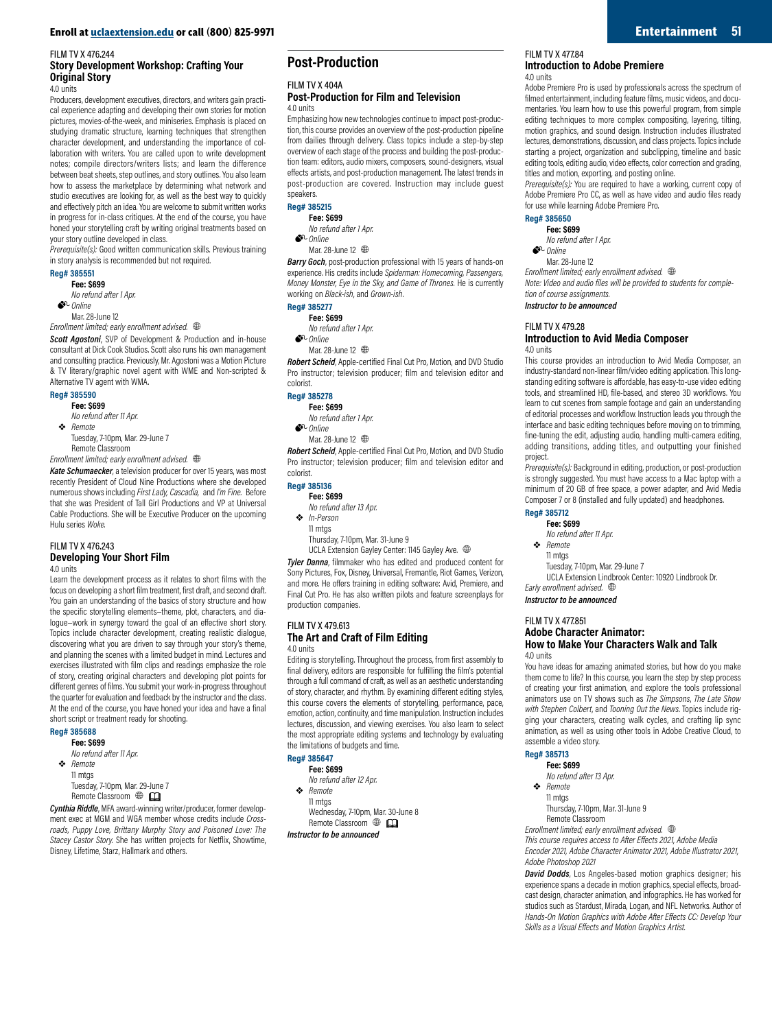FILM TV X 476.244

### Story Development Workshop: Crafting Your Original Story

4.0 units

Producers, development executives, directors, and writers gain practical experience adapting and developing their own stories for motion pictures, movies-of-the-week, and miniseries. Emphasis is placed on studying dramatic structure, learning techniques that strengthen character development, and understanding the importance of collaboration with writers. You are called upon to write development notes; compile directors/writers lists; and learn the difference between beat sheets, step outlines, and story outlines. You also learn how to assess the marketplace by determining what network and studio executives are looking for, as well as the best way to quickly and effectively pitch an idea. You are welcome to submit written works in progress for in-class critiques. At the end of the course, you have honed your storytelling craft by writing original treatments based on your story outline developed in class.

*Prerequisite(s):* Good written communication skills. Previous training in story analysis is recommended but not required.

**Reg# 385551**

**Fee: $699**
*No refund after 1 Apr.*
*Online*
Mar. 28-June 12

*Enrollment limited; early enrollment advised.*

***Scott Agostoni***, SVP of Development & Production and in-house consultant at Dick Cook Studios. Scott also runs his own management and consulting practice. Previously, Mr. Agostoni was a Motion Picture & TV literary/graphic novel agent with WME and Non-scripted & Alternative TV agent with WMA.

**Reg# 385590**

**Fee: $699**
*No refund after 11 Apr.*
*Remote*
Tuesday, 7-10pm, Mar. 29-June 7
Remote Classroom

*Enrollment limited; early enrollment advised.*

***Kate Schumaecker***, a television producer for over 15 years, was most recently President of Cloud Nine Productions where she developed numerous shows including *First Lady, Cascadia,* and *I'm Fine.* Before that she was President of Tall Girl Productions and VP at Universal Cable Productions. She will be Executive Producer on the upcoming Hulu series *Woke.*

FILM TV X 476.243

### Developing Your Short Film

4.0 units

Learn the development process as it relates to short films with the focus on developing a short film treatment, first draft, and second draft. You gain an understanding of the basics of story structure and how the specific storytelling elements—theme, plot, characters, and dialogue—work in synergy toward the goal of an effective short story. Topics include character development, creating realistic dialogue, discovering what you are driven to say through your story's theme, and planning the scenes with a limited budget in mind. Lectures and exercises illustrated with film clips and readings emphasize the role of story, creating original characters and developing plot points for different genres of films. You submit your work-in-progress throughout the quarter for evaluation and feedback by the instructor and the class. At the end of the course, you have honed your idea and have a final short script or treatment ready for shooting.

**Reg# 385688**

**Fee: $699**
*No refund after 11 Apr.*
*Remote*
11 mtgs
Tuesday, 7-10pm, Mar. 29-June 7
Remote Classroom

***Cynthia Riddle***, MFA award-winning writer/producer, former development exec at MGM and WGA member whose credits include *Crossroads, Puppy Love, Brittany Murphy Story and Poisoned Love: The Stacey Castor Story.* She has written projects for Netflix, Showtime, Disney, Lifetime, Starz, Hallmark and others.

## Post-Production

FILM TV X 404A

### Post-Production for Film and Television

4.0 units

Emphasizing how new technologies continue to impact post-production, this course provides an overview of the post-production pipeline from dailies through delivery. Class topics include a step-by-step overview of each stage of the process and building the post-production team: editors, audio mixers, composers, sound-designers, visual effects artists, and post-production management. The latest trends in post-production are covered. Instruction may include guest speakers.

**Reg# 385215**

**Fee: $699**
*No refund after 1 Apr.*
*Online*
Mar. 28-June 12

***Barry Goch***, post-production professional with 15 years of hands-on experience. His credits include *Spiderman: Homecoming, Passengers, Money Monster, Eye in the Sky, and Game of Thrones.* He is currently working on *Black-ish*, and *Grown-ish*.

**Reg# 385277**

**Fee: $699**
*No refund after 1 Apr.*
*Online*
Mar. 28-June 12

***Robert Scheid***, Apple-certified Final Cut Pro, Motion, and DVD Studio Pro instructor; television producer; film and television editor and colorist.

**Reg# 385278**

**Fee: $699**
*No refund after 1 Apr.*
*Online*
Mar. 28-June 12

***Robert Scheid***, Apple-certified Final Cut Pro, Motion, and DVD Studio Pro instructor; television producer; film and television editor and colorist.

**Reg# 385136**

**Fee: $699**
*No refund after 13 Apr.*
*In-Person*
11 mtgs
Thursday, 7-10pm, Mar. 31-June 9
UCLA Extension Gayley Center: 1145 Gayley Ave.

***Tyler Danna***, filmmaker who has edited and produced content for Sony Pictures, Fox, Disney, Universal, Fremantle, Riot Games, Verizon, and more. He offers training in editing software: Avid, Premiere, and Final Cut Pro. He has also written pilots and feature screenplays for production companies.

FILM TV X 479.613

### The Art and Craft of Film Editing

4.0 units

Editing is storytelling. Throughout the process, from first assembly to final delivery, editors are responsible for fulfilling the film's potential through a full command of craft, as well as an aesthetic understanding of story, character, and rhythm. By examining different editing styles, this course covers the elements of storytelling, performance, pace, emotion, action, continuity, and time manipulation. Instruction includes lectures, discussion, and viewing exercises. You also learn to select the most appropriate editing systems and technology by evaluating the limitations of budgets and time.

**Reg# 385647**

**Fee: $699**
*No refund after 12 Apr.*
*Remote*
11 mtgs
Wednesday, 7-10pm, Mar. 30-June 8
Remote Classroom

***Instructor to be announced***

FILM TV X 477.84

### Introduction to Adobe Premiere

4.0 units

Adobe Premiere Pro is used by professionals across the spectrum of filmed entertainment, including feature films, music videos, and documentaries. You learn how to use this powerful program, from simple editing techniques to more complex compositing, layering, tilting, motion graphics, and sound design. Instruction includes illustrated lectures, demonstrations, discussion, and class projects. Topics include starting a project, organization and subclipping, timeline and basic editing tools, editing audio, video effects, color correction and grading, titles and motion, exporting, and posting online.

*Prerequisite(s):* You are required to have a working, current copy of Adobe Premiere Pro CC, as well as have video and audio files ready for use while learning Adobe Premiere Pro.

**Reg# 385650**

**Fee: $699**
*No refund after 1 Apr.*
*Online*
Mar. 28-June 12

*Enrollment limited; early enrollment advised.*

*Note: Video and audio files will be provided to students for completion of course assignments.*

***Instructor to be announced***

FILM TV X 479.28

### Introduction to Avid Media Composer

4.0 units

This course provides an introduction to Avid Media Composer, an industry-standard non-linear film/video editing application. This longstanding editing software is affordable, has easy-to-use video editing tools, and streamlined HD, file-based, and stereo 3D workflows. You learn to cut scenes from sample footage and gain an understanding of editorial processes and workflow. Instruction leads you through the interface and basic editing techniques before moving on to trimming, fine-tuning the edit, adjusting audio, handling multi-camera editing, adding transitions, adding titles, and outputting your finished project.

*Prerequisite(s):* Background in editing, production, or post-production is strongly suggested. You must have access to a Mac laptop with a minimum of 20 GB of free space, a power adapter, and Avid Media Composer 7 or 8 (installed and fully updated) and headphones.

**Reg# 385712**

**Fee: $699**
*No refund after 11 Apr.*
*Remote*
11 mtgs
Tuesday, 7-10pm, Mar. 29-June 7
UCLA Extension Lindbrook Center: 10920 Lindbrook Dr.

*Early enrollment advised.*

***Instructor to be announced***

FILM TV X 477.851

### Adobe Character Animator: How to Make Your Characters Walk and Talk

4.0 units

You have ideas for amazing animated stories, but how do you make them come to life? In this course, you learn the step by step process of creating your first animation, and explore the tools professional animators use on TV shows such as *The Simpsons*, *The Late Show with Stephen Colbert*, and *Tooning Out the News*. Topics include rigging your characters, creating walk cycles, and crafting lip sync animation, as well as using other tools in Adobe Creative Cloud, to assemble a video story.

**Reg# 385713**

**Fee: $699**
*No refund after 13 Apr.*
*Remote*
11 mtgs
Thursday, 7-10pm, Mar. 31-June 9
Remote Classroom

*Enrollment limited; early enrollment advised.*

*This course requires access to After Effects 2021, Adobe Media Encoder 2021, Adobe Character Animator 2021, Adobe Illustrator 2021, Adobe Photoshop 2021*

***David Dodds***, Los Angeles-based motion graphics designer; his experience spans a decade in motion graphics, special effects, broadcast design, character animation, and infographics. He has worked for studios such as Stardust, Mirada, Logan, and NFL Networks. Author of *Hands-On Motion Graphics with Adobe After Effects CC: Develop Your Skills as a Visual Effects and Motion Graphics Artist.*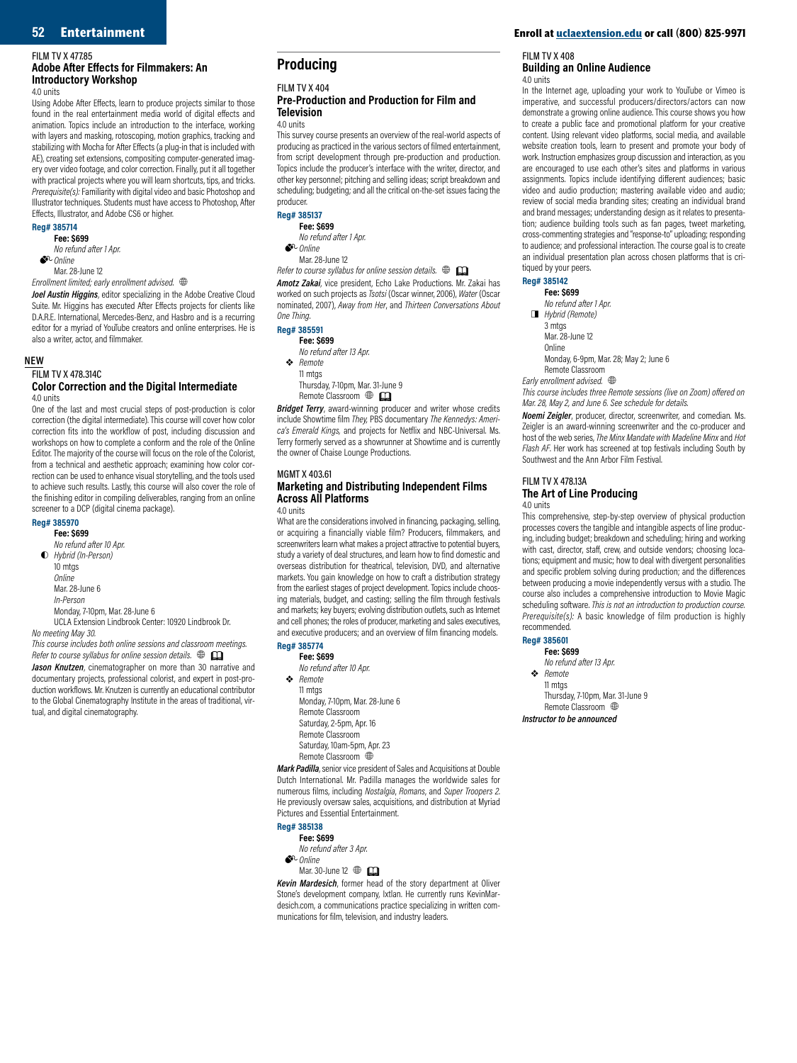FILM TV X 477.85
### Adobe After Effects for Filmmakers: An Introductory Workshop
4.0 units

Using Adobe After Effects, learn to produce projects similar to those found in the real entertainment media world of digital effects and animation. Topics include an introduction to the interface, working with layers and masking, rotoscoping, motion graphics, tracking and stabilizing with Mocha for After Effects (a plug-in that is included with AE), creating set extensions, compositing computer-generated imagery over video footage, and color correction. Finally, put it all together with practical projects where you will learn shortcuts, tips, and tricks. *Prerequisite(s):* Familiarity with digital video and basic Photoshop and Illustrator techniques. Students must have access to Photoshop, After Effects, Illustrator, and Adobe CS6 or higher.

**Reg# 385714**
**Fee: $699**
*No refund after 1 Apr.*
*Online*
Mar. 28-June 12
*Enrollment limited; early enrollment advised.*

***Joel Austin Higgins***, editor specializing in the Adobe Creative Cloud Suite. Mr. Higgins has executed After Effects projects for clients like D.A.R.E. International, Mercedes-Benz, and Hasbro and is a recurring editor for a myriad of YouTube creators and online enterprises. He is also a writer, actor, and filmmaker.

NEW
FILM TV X 478.34C
### Color Correction and the Digital Intermediate
4.0 units

One of the last and most crucial steps of post-production is color correction (the digital intermediate). This course will cover how color correction fits into the workflow of post, including discussion and workshops on how to complete a conform and the role of the Online Editor. The majority of the course will focus on the role of the Colorist, from a technical and aesthetic approach; examining how color correction can be used to enhance visual storytelling, and the tools used to achieve such results. Lastly, this course will also cover the role of the finishing editor in compiling deliverables, ranging from an online screener to a DCP (digital cinema package).

**Reg# 385970**
**Fee: $699**
*No refund after 10 Apr.*
*Hybrid (In-Person)*
10 mtgs
*Online*
Mar. 28-June 6
*In-Person*
Monday, 7-10pm, Mar. 28-June 6
UCLA Extension Lindbrook Center: 10920 Lindbrook Dr.
*No meeting May 30.*
*This course includes both online sessions and classroom meetings. Refer to course syllabus for online session details.*

***Jason Knutzen***, cinematographer on more than 30 narrative and documentary projects, professional colorist, and expert in post-production workflows. Mr. Knutzen is currently an educational contributor to the Global Cinematography Institute in the areas of traditional, virtual, and digital cinematography.

## Producing

FILM TV X 404
### Pre-Production and Production for Film and Television
4.0 units

This survey course presents an overview of the real-world aspects of producing as practiced in the various sectors of filmed entertainment, from script development through pre-production and production. Topics include the producer's interface with the writer, director, and other key personnel; pitching and selling ideas; script breakdown and scheduling; budgeting; and all the critical on-the-set issues facing the producer.

**Reg# 385137**
**Fee: $699**
*No refund after 1 Apr.*
*Online*
Mar. 28-June 12
*Refer to course syllabus for online session details.*

***Amotz Zakai***, vice president, Echo Lake Productions. Mr. Zakai has worked on such projects as *Tsotsi* (Oscar winner, 2006), *Water* (Oscar nominated, 2007), *Away from Her*, and *Thirteen Conversations About One Thing*.

**Reg# 385591**
**Fee: $699**
*No refund after 13 Apr.*
*Remote*
11 mtgs
Thursday, 7-10pm, Mar. 31-June 9
Remote Classroom

***Bridget Terry***, award-winning producer and writer whose credits include Showtime film *They*, PBS documentary *The Kennedys: America's Emerald Kings,* and projects for Netflix and NBC-Universal. Ms. Terry formerly served as a showrunner at Showtime and is currently the owner of Chaise Lounge Productions.

MGMT X 403.61
### Marketing and Distributing Independent Films Across All Platforms
4.0 units

What are the considerations involved in financing, packaging, selling, or acquiring a financially viable film? Producers, filmmakers, and screenwriters learn what makes a project attractive to potential buyers, study a variety of deal structures, and learn how to find domestic and overseas distribution for theatrical, television, DVD, and alternative markets. You gain knowledge on how to craft a distribution strategy from the earliest stages of project development. Topics include choosing materials, budget, and casting; selling the film through festivals and markets; key buyers; evolving distribution outlets, such as Internet and cell phones; the roles of producer, marketing and sales executives, and executive producers; and an overview of film financing models.

**Reg# 385774**
**Fee: $699**
*No refund after 10 Apr.*
*Remote*
11 mtgs
Monday, 7-10pm, Mar. 28-June 6
Remote Classroom
Saturday, 2-5pm, Apr. 16
Remote Classroom
Saturday, 10am-5pm, Apr. 23
Remote Classroom

***Mark Padilla***, senior vice president of Sales and Acquisitions at Double Dutch International. Mr. Padilla manages the worldwide sales for numerous films, including *Nostalgia*, *Romans*, and *Super Troopers 2*. He previously oversaw sales, acquisitions, and distribution at Myriad Pictures and Essential Entertainment.

**Reg# 385138**
**Fee: $699**
*No refund after 3 Apr.*
*Online*
Mar. 30-June 12

***Kevin Mardesich***, former head of the story department at Oliver Stone's development company, Ixtlan. He currently runs KevinMardesich.com, a communications practice specializing in written communications for film, television, and industry leaders.

FILM TV X 408
### Building an Online Audience
4.0 units

In the Internet age, uploading your work to YouTube or Vimeo is imperative, and successful producers/directors/actors can now demonstrate a growing online audience. This course shows you how to create a public face and promotional platform for your creative content. Using relevant video platforms, social media, and available website creation tools, learn to present and promote your body of work. Instruction emphasizes group discussion and interaction, as you are encouraged to use each other's sites and platforms in various assignments. Topics include identifying different audiences; basic video and audio production; mastering available video and audio; review of social media branding sites; creating an individual brand and brand messages; understanding design as it relates to presentation; audience building tools such as fan pages, tweet marketing, cross-commenting strategies and "response-to" uploading; responding to audience; and professional interaction. The course goal is to create an individual presentation plan across chosen platforms that is critiqued by your peers.

**Reg# 385142**
**Fee: $699**
*No refund after 1 Apr.*
*Hybrid (Remote)*
3 mtgs
Mar. 28-June 12
Online
Monday, 6-9pm, Mar. 28; May 2; June 6
Remote Classroom
*Early enrollment advised.*
*This course includes three Remote sessions (live on Zoom) offered on Mar. 28, May 2, and June 6. See schedule for details.*

***Noemi Zeigler***, producer, director, screenwriter, and comedian. Ms. Zeigler is an award-winning screenwriter and the co-producer and host of the web series, *The Minx Mandate with Madeline Minx* and *Hot Flash AF*. Her work has screened at top festivals including South by Southwest and the Ann Arbor Film Festival.

FILM TV X 478.13A
### The Art of Line Producing
4.0 units

This comprehensive, step-by-step overview of physical production processes covers the tangible and intangible aspects of line producing, including budget; breakdown and scheduling; hiring and working with cast, director, staff, crew, and outside vendors; choosing locations; equipment and music; how to deal with divergent personalities and specific problem solving during production; and the differences between producing a movie independently versus with a studio. The course also includes a comprehensive introduction to Movie Magic scheduling software. *This is not an introduction to production course. Prerequisite(s):* A basic knowledge of film production is highly recommended.

**Reg# 385601**
**Fee: $699**
*No refund after 13 Apr.*
*Remote*
11 mtgs
Thursday, 7-10pm, Mar. 31-June 9
Remote Classroom

***Instructor to be announced***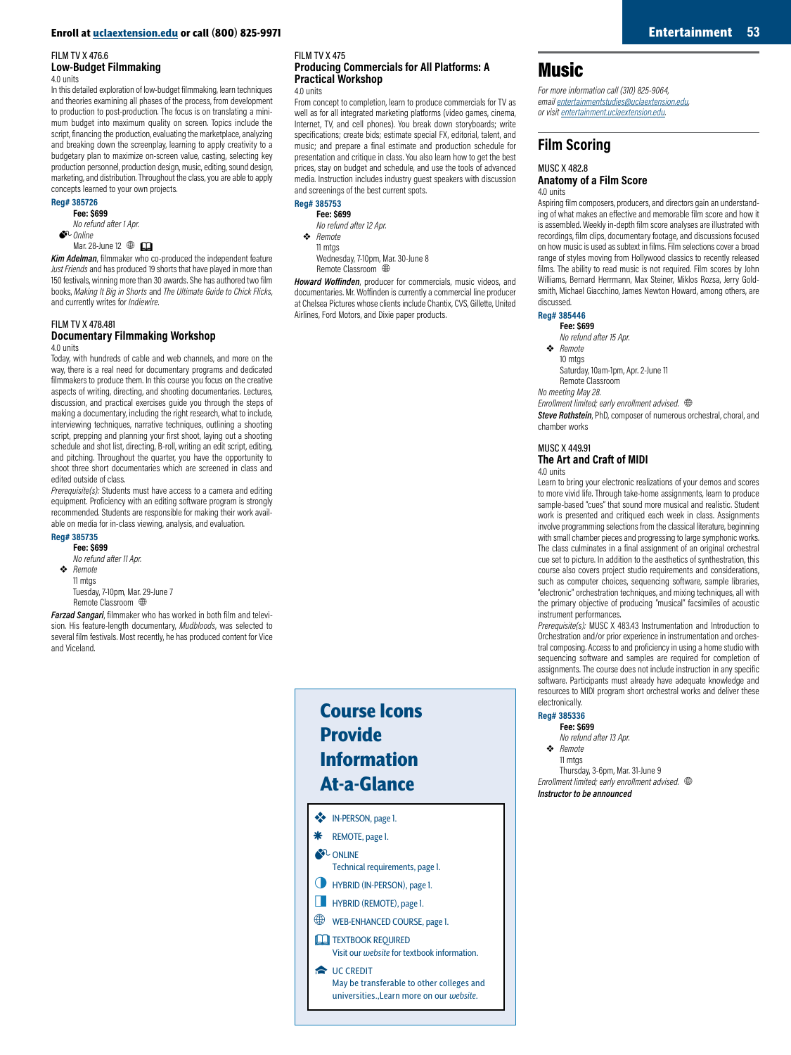FILM TV X 476.6
### Low-Budget Filmmaking
4.0 units

In this detailed exploration of low-budget filmmaking, learn techniques and theories examining all phases of the process, from development to production to post-production. The focus is on translating a minimum budget into maximum quality on screen. Topics include the script, financing the production, evaluating the marketplace, analyzing and breaking down the screenplay, learning to apply creativity to a budgetary plan to maximize on-screen value, casting, selecting key production personnel, production design, music, editing, sound design, marketing, and distribution. Throughout the class, you are able to apply concepts learned to your own projects.

**Reg# 385726**
**Fee: $699**
*No refund after 1 Apr.*
*Online*
Mar. 28-June 12

***Kim Adelman***, filmmaker who co-produced the independent feature *Just Friends* and has produced 19 shorts that have played in more than 150 festivals, winning more than 30 awards. She has authored two film books, *Making It Big in Shorts* and *The Ultimate Guide to Chick Flicks*, and currently writes for *Indiewire*.

FILM TV X 478.481
### Documentary Filmmaking Workshop
4.0 units

Today, with hundreds of cable and web channels, and more on the way, there is a real need for documentary programs and dedicated filmmakers to produce them. In this course you focus on the creative aspects of writing, directing, and shooting documentaries. Lectures, discussion, and practical exercises guide you through the steps of making a documentary, including the right research, what to include, interviewing techniques, narrative techniques, outlining a shooting script, prepping and planning your first shoot, laying out a shooting schedule and shot list, directing, B-roll, writing an edit script, editing, and pitching. Throughout the quarter, you have the opportunity to shoot three short documentaries which are screened in class and edited outside of class.

*Prerequisite(s):* Students must have access to a camera and editing equipment. Proficiency with an editing software program is strongly recommended. Students are responsible for making their work available on media for in-class viewing, analysis, and evaluation.

**Reg# 385735**
**Fee: $699**
*No refund after 11 Apr.*
*Remote*
11 mtgs
Tuesday, 7-10pm, Mar. 29-June 7
Remote Classroom

***Farzad Sangari***, filmmaker who has worked in both film and television. His feature-length documentary, *Mudbloods*, was selected to several film festivals. Most recently, he has produced content for Vice and Viceland.

FILM TV X 475
### Producing Commercials for All Platforms: A Practical Workshop
4.0 units

From concept to completion, learn to produce commercials for TV as well as for all integrated marketing platforms (video games, cinema, Internet, TV, and cell phones). You break down storyboards; write specifications; create bids; estimate special FX, editorial, talent, and music; and prepare a final estimate and production schedule for presentation and critique in class. You also learn how to get the best prices, stay on budget and schedule, and use the tools of advanced media. Instruction includes industry guest speakers with discussion and screenings of the best current spots.

**Reg# 385753**
**Fee: $699**
*No refund after 12 Apr.*
*Remote*
11 mtgs
Wednesday, 7-10pm, Mar. 30-June 8
Remote Classroom

***Howard Woffinden***, producer for commercials, music videos, and documentaries. Mr. Woffinden is currently a commercial line producer at Chelsea Pictures whose clients include Chantix, CVS, Gillette, United Airlines, Ford Motors, and Dixie paper products.

## Course Icons Provide Information At-a-Glance

- IN-PERSON, page 1.
- REMOTE, page 1.
- ONLINE
  Technical requirements, page 1.
- HYBRID (IN-PERSON), page 1.
- HYBRID (REMOTE), page 1.
- WEB-ENHANCED COURSE, page 1.
- TEXTBOOK REQUIRED
  Visit our *website* for textbook information.
- UC CREDIT
  May be transferable to other colleges and universities. Learn more on our *website*.

# Music

*For more information call (310) 825-9064, email entertainmentstudies@uclaextension.edu, or visit entertainment.uclaextension.edu.*

## Film Scoring

MUSC X 482.8
### Anatomy of a Film Score
4.0 units

Aspiring film composers, producers, and directors gain an understanding of what makes an effective and memorable film score and how it is assembled. Weekly in-depth film score analyses are illustrated with recordings, film clips, documentary footage, and discussions focused on how music is used as subtext in films. Film selections cover a broad range of styles moving from Hollywood classics to recently released films. The ability to read music is not required. Film scores by John Williams, Bernard Herrmann, Max Steiner, Miklos Rozsa, Jerry Goldsmith, Michael Giacchino, James Newton Howard, among others, are discussed.

**Reg# 385446**
**Fee: $699**
*No refund after 15 Apr.*
*Remote*
10 mtgs
Saturday, 10am-1pm, Apr. 2-June 11
Remote Classroom
*No meeting May 28.*
*Enrollment limited; early enrollment advised.*

***Steve Rothstein***, PhD, composer of numerous orchestral, choral, and chamber works

MUSC X 449.91
### The Art and Craft of MIDI
4.0 units

Learn to bring your electronic realizations of your demos and scores to more vivid life. Through take-home assignments, learn to produce sample-based "cues" that sound more musical and realistic. Student work is presented and critiqued each week in class. Assignments involve programming selections from the classical literature, beginning with small chamber pieces and progressing to large symphonic works. The class culminates in a final assignment of an original orchestral cue set to picture. In addition to the aesthetics of synthestration, this course also covers project studio requirements and considerations, such as computer choices, sequencing software, sample libraries, "electronic" orchestration techniques, and mixing techniques, all with the primary objective of producing "musical" facsimiles of acoustic instrument performances.

*Prerequisite(s):* MUSC X 483.43 Instrumentation and Introduction to Orchestration and/or prior experience in instrumentation and orchestral composing. Access to and proficiency in using a home studio with sequencing software and samples are required for completion of assignments. The course does not include instruction in any specific software. Participants must already have adequate knowledge and resources to MIDI program short orchestral works and deliver these electronically.

**Reg# 385336**
**Fee: $699**
*No refund after 13 Apr.*
*Remote*
11 mtgs
Thursday, 3-6pm, Mar. 31-June 9
*Enrollment limited; early enrollment advised.*

***Instructor to be announced***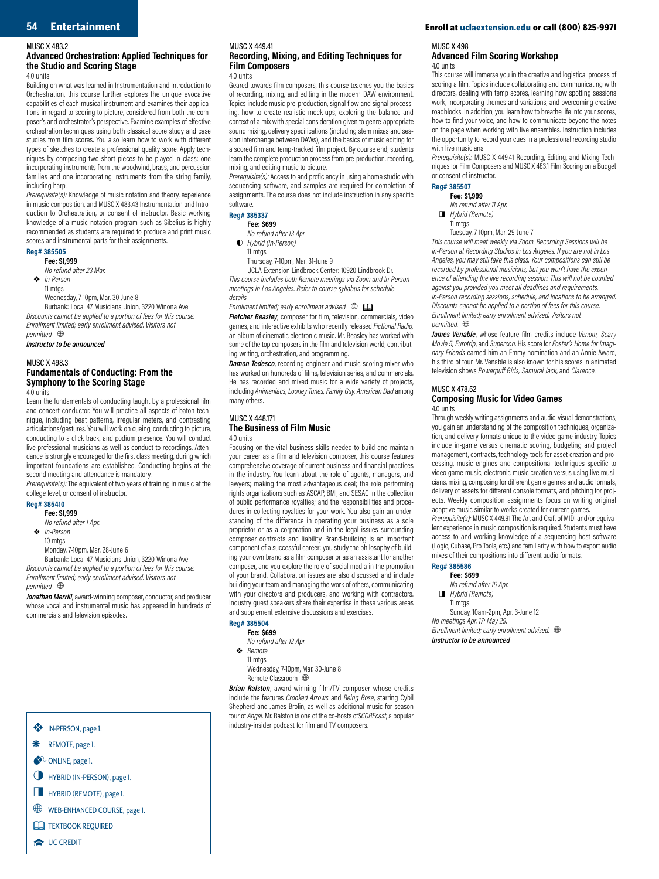MUSC X 483.2

### Advanced Orchestration: Applied Techniques for the Studio and Scoring Stage

4.0 units

Building on what was learned in Instrumentation and Introduction to Orchestration, this course further explores the unique evocative capabilities of each musical instrument and examines their applications in regard to scoring to picture, considered from both the composer's and orchestrator's perspective. Examine examples of effective orchestration techniques using both classical score study and case studies from film scores. You also learn how to work with different types of sketches to create a professional quality score. Apply techniques by composing two short pieces to be played in class: one incorporating instruments from the woodwind, brass, and percussion families and one incorporating instruments from the string family, including harp.

*Prerequisite(s):* Knowledge of music notation and theory, experience in music composition, and MUSC X 483.43 Instrumentation and Introduction to Orchestration, or consent of instructor. Basic working knowledge of a music notation program such as Sibelius is highly recommended as students are required to produce and print music scores and instrumental parts for their assignments.

**Reg# 385505**

**Fee: $1,999**
*No refund after 23 Mar.*
❖ *In-Person*
11 mtgs
Wednesday, 7-10pm, Mar. 30-June 8
Burbank: Local 47 Musicians Union, 3220 Winona Ave

*Discounts cannot be applied to a portion of fees for this course. Enrollment limited; early enrollment advised. Visitors not permitted.* 🌐

***Instructor to be announced***

MUSC X 498.3

### Fundamentals of Conducting: From the Symphony to the Scoring Stage

4.0 units

Learn the fundamentals of conducting taught by a professional film and concert conductor. You will practice all aspects of baton technique, including beat patterns, irregular meters, and contrasting articulations/gestures. You will work on cueing, conducting to picture, conducting to a click track, and podium presence. You will conduct live professional musicians as well as conduct to recordings. Attendance is strongly encouraged for the first class meeting, during which important foundations are established. Conducting begins at the second meeting and attendance is mandatory.

*Prerequisite(s):* The equivalent of two years of training in music at the college level, or consent of instructor.

**Reg# 385410**

**Fee: $1,999**
*No refund after 1 Apr.*
❖ *In-Person*
10 mtgs
Monday, 7-10pm, Mar. 28-June 6
Burbank: Local 47 Musicians Union, 3220 Winona Ave

*Discounts cannot be applied to a portion of fees for this course. Enrollment limited; early enrollment advised. Visitors not permitted.* 🌐

***Jonathan Merrill***, award-winning composer, conductor, and producer whose vocal and instrumental music has appeared in hundreds of commercials and television episodes.

- ❖ IN-PERSON, page 1.
- ✱ REMOTE, page 1.
- ONLINE, page 1.
- ◐ HYBRID (IN-PERSON), page 1.
- ◨ HYBRID (REMOTE), page 1.
- 🌐 WEB-ENHANCED COURSE, page 1.
- 📖 TEXTBOOK REQUIRED
- UC CREDIT

MUSC X 449.41

### Recording, Mixing, and Editing Techniques for Film Composers

4.0 units

Geared towards film composers, this course teaches you the basics of recording, mixing, and editing in the modern DAW environment. Topics include music pre-production, signal flow and signal processing, how to create realistic mock-ups, exploring the balance and context of a mix with special consideration given to genre-appropriate sound mixing, delivery specifications (including stem mixes and session interchange between DAWs), and the basics of music editing for a scored film and temp-tracked film project. By course end, students learn the complete production process from pre-production, recording, mixing, and editing music to picture.

*Prerequisite(s):* Access to and proficiency in using a home studio with sequencing software, and samples are required for completion of assignments. The course does not include instruction in any specific software.

**Reg# 385337**

**Fee: $699**
*No refund after 13 Apr.*
◐ *Hybrid (In-Person)*
11 mtgs
Thursday, 7-10pm, Mar. 31-June 9
UCLA Extension Lindbrook Center: 10920 Lindbrook Dr.

*This course includes both Remote meetings via Zoom and In-Person meetings in Los Angeles. Refer to course syllabus for schedule details.*

*Enrollment limited; early enrollment advised.* 🌐 📖

***Fletcher Beasley***, composer for film, television, commercials, video games, and interactive exhibits who recently released *Fictional Radio*, an album of cinematic electronic music. Mr. Beasley has worked with some of the top composers in the film and television world, contributing writing, orchestration, and programming.

***Damon Tedesco***, recording engineer and music scoring mixer who has worked on hundreds of films, television series, and commercials. He has recorded and mixed music for a wide variety of projects, including *Animaniacs, Looney Tunes, Family Guy, American Dad* among many others.

MUSC X 448.171

### The Business of Film Music

4.0 units

Focusing on the vital business skills needed to build and maintain your career as a film and television composer, this course features comprehensive coverage of current business and financial practices in the industry. You learn about the role of agents, managers, and lawyers; making the most advantageous deal; the role performing rights organizations such as ASCAP, BMI, and SESAC in the collection of public performance royalties; and the responsibilities and procedures in collecting royalties for your work. You also gain an understanding of the difference in operating your business as a sole proprietor or as a corporation and in the legal issues surrounding composer contracts and liability. Brand-building is an important component of a successful career: you study the philosophy of building your own brand as a film composer or as an assistant for another composer, and you explore the role of social media in the promotion of your brand. Collaboration issues are also discussed and include building your team and managing the work of others, communicating with your directors and producers, and working with contractors. Industry guest speakers share their expertise in these various areas and supplement extensive discussions and exercises.

**Reg# 385504**

**Fee: $699**
*No refund after 12 Apr.*
❖ *Remote*
11 mtgs
Wednesday, 7-10pm, Mar. 30-June 8
Remote Classroom 🌐

***Brian Ralston***, award-winning film/TV composer whose credits include the features *Crooked Arrows* and *Being Rose*, starring Cybil Shepherd and James Brolin, as well as additional music for season four of *Angel*. Mr. Ralston is one of the co-hosts of *SCOREcast*, a popular industry-insider podcast for film and TV composers.

MUSC X 498

### Advanced Film Scoring Workshop

4.0 units

This course will immerse you in the creative and logistical process of scoring a film. Topics include collaborating and communicating with directors, dealing with temp scores, learning how spotting sessions work, incorporating themes and variations, and overcoming creative roadblocks. In addition, you learn how to breathe life into your scores, how to find your voice, and how to communicate beyond the notes on the page when working with live ensembles. Instruction includes the opportunity to record your cues in a professional recording studio with live musicians.

*Prerequisite(s):* MUSC X 449.41 Recording, Editing, and Mixing Techniques for Film Composers and MUSC X 483.1 Film Scoring on a Budget or consent of instructor.

**Reg# 385507**

**Fee: $1,999**
*No refund after 11 Apr.*
◨ *Hybrid (Remote)*
11 mtgs
Tuesday, 7-10pm, Mar. 29-June 7

*This course will meet weekly via Zoom. Recording Sessions will be In-Person at Recording Studios in Los Angeles. If you are not in Los Angeles, you may still take this class. Your compositions can still be recorded by professional musicians, but you won't have the experience of attending the live recording session. This will not be counted against you provided you meet all deadlines and requirements. In-Person recording sessions, schedule, and locations to be arranged. Discounts cannot be applied to a portion of fees for this course. Enrollment limited; early enrollment advised. Visitors not permitted.* 🌐

***James Venable***, whose feature film credits include *Venom, Scary Movie 5, Eurotrip*, and *Supercon*. His score for *Foster's Home for Imaginary Friends* earned him an Emmy nomination and an Annie Award, his third of four. Mr. Venable is also known for his scores in animated television shows *Powerpuff Girls, Samurai Jack*, and *Clarence*.

MUSC X 478.52

### Composing Music for Video Games

4.0 units

Through weekly writing assignments and audio-visual demonstrations, you gain an understanding of the composition techniques, organization, and delivery formats unique to the video game industry. Topics include in-game versus cinematic scoring, budgeting and project management, contracts, technology tools for asset creation and processing, music engines and compositional techniques specific to video game music, electronic music creation versus using live musicians, mixing, composing for different game genres and audio formats, delivery of assets for different console formats, and pitching for projects. Weekly composition assignments focus on writing original adaptive music similar to works created for current games.

*Prerequisite(s):* MUSC X 449.91 The Art and Craft of MIDI and/or equivalent experience in music composition is required. Students must have access to and working knowledge of a sequencing host software (Logic, Cubase, Pro Tools, etc.) and familiarity with how to export audio mixes of their compositions into different audio formats.

**Reg# 385586**

**Fee: $699**
*No refund after 16 Apr.*
◨ *Hybrid (Remote)*
11 mtgs
Sunday, 10am-2pm, Apr. 3-June 12

*No meetings Apr. 17; May 29.*
*Enrollment limited; early enrollment advised.* 🌐

***Instructor to be announced***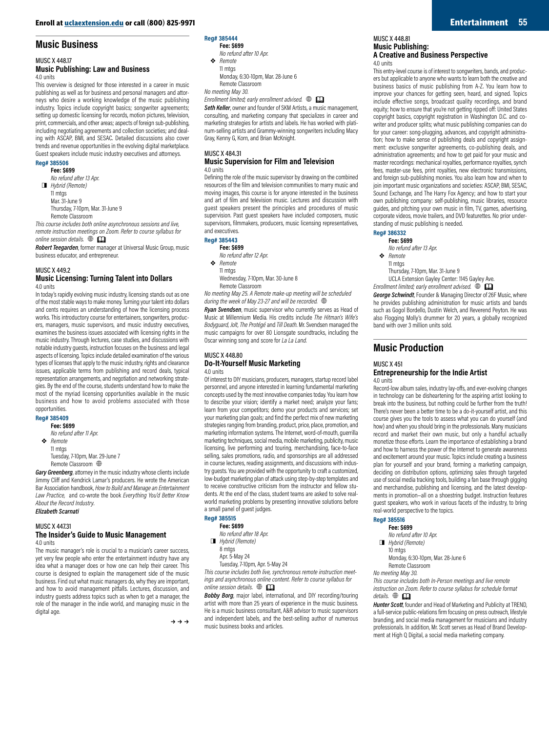## Music Business

MUSC X 448.17

### Music Publishing: Law and Business

4.0 units

This overview is designed for those interested in a career in music publishing as well as for business and personal managers and attorneys who desire a working knowledge of the music publishing industry. Topics include copyright basics; songwriter agreements; setting up domestic licensing for records, motion pictures, television, print, commercials, and other areas; aspects of foreign sub-publishing, including negotiating agreements and collection societies; and dealing with ASCAP, BMI, and SESAC. Detailed discussions also cover trends and revenue opportunities in the evolving digital marketplace. Guest speakers include music industry executives and attorneys.

**Reg# 385506**

**Fee: $699**

*No refund after 13 Apr.*

*Hybrid (Remote)*

11 mtgs

Mar. 31-June 9

Thursday, 7-10pm, Mar. 31-June 9

Remote Classroom

*This course includes both online asynchronous sessions and live, remote instruction meetings on Zoom. Refer to course syllabus for online session details.*

***Robert Teegarden***, former manager at Universal Music Group, music business educator, and entrepreneur.

MUSC X 449.2

### Music Licensing: Turning Talent into Dollars

4.0 units

In today's rapidly evolving music industry, licensing stands out as one of the most stable ways to make money. Turning your talent into dollars and cents requires an understanding of how the licensing process works. This introductory course for entertainers, songwriters, producers, managers, music supervisors, and music industry executives, examines the business issues associated with licensing rights in the music industry. Through lectures, case studies, and discussions with notable industry guests, instruction focuses on the business and legal aspects of licensing. Topics include detailed examination of the various types of licenses that apply to the music industry, rights and clearance issues, applicable terms from publishing and record deals, typical representation arrangements, and negotiation and networking strategies. By the end of the course, students understand how to make the most of the myriad licensing opportunities available in the music business and how to avoid problems associated with those opportunities.

**Reg# 385409**

**Fee: $699**

*No refund after 11 Apr.*

*Remote*

11 mtgs

Tuesday, 7-10pm, Mar. 29-June 7

Remote Classroom

***Gary Greenberg***, attorney in the music industry whose clients include Jimmy Cliff and Kendrick Lamar's producers. He wrote the American Bar Association handbook, *How to Build and Manage an Entertainment Law Practice*, and co-wrote the book *Everything You'd Better Know About the Record Industry*.

***Elizabeth Scarnati***

MUSC X 447.31

### The Insider's Guide to Music Management

4.0 units

The music manager's role is crucial to a musician's career success, yet very few people who enter the entertainment industry have any idea what a manager does or how one can help their career. This course is designed to explain the management side of the music business. Find out what music managers do, why they are important, and how to avoid management pitfalls. Lectures, discussion, and industry guests address topics such as when to get a manager, the role of the manager in the indie world, and managing music in the digital age.

**Reg# 385444**

**Fee: $699**

*No refund after 10 Apr.*

*Remote*

11 mtgs

Monday, 6:30-10pm, Mar. 28-June 6

Remote Classroom

*No meeting May 30.*

*Enrollment limited; early enrollment advised.*

***Seth Keller***, owner and founder of SKM Artists, a music management, consulting, and marketing company that specializes in career and marketing strategies for artists and labels. He has worked with platinum-selling artists and Grammy-winning songwriters including Macy Gray, Kenny G, Korn, and Brian McKnight.

MUSC X 484.31

### Music Supervision for Film and Television

4.0 units

Defining the role of the music supervisor by drawing on the combined resources of the film and television communities to marry music and moving images, this course is for anyone interested in the business and art of film and television music. Lectures and discussion with guest speakers present the principles and procedures of music supervision. Past guest speakers have included composers, music supervisors, filmmakers, producers, music licensing representatives, and executives.

**Reg# 385443**

**Fee: $699**

*No refund after 12 Apr.*

*Remote*

11 mtgs

Wednesday, 7-10pm, Mar. 30-June 8

Remote Classroom

*No meeting May 25. A Remote make-up meeting will be scheduled during the week of May 23-27 and will be recorded.*

***Ryan Svendsen***, music supervisor who currently serves as Head of Music at Millennium Media. His credits include *The Hitman's Wife's Bodyguard*, *Jolt*, *The Protégé* and *Till Death*. Mr. Svendsen managed the music campaigns for over 80 Lionsgate soundtracks, including the Oscar winning song and score for *La La Land*.

MUSC X 448.80

### Do-It-Yourself Music Marketing

4.0 units

Of interest to DIY musicians, producers, managers, startup record label personnel, and anyone interested in learning fundamental marketing concepts used by the most innovative companies today. You learn how to describe your vision; identify a market need; analyze your fans; learn from your competitors; demo your products and services; set your marketing plan goals; and find the perfect mix of new marketing strategies ranging from branding, product, price, place, promotion, and marketing information systems. The Internet, word-of-mouth, guerrilla marketing techniques, social media, mobile marketing, publicity, music licensing, live performing and touring, merchandising, face-to-face selling, sales promotions, radio, and sponsorships are all addressed in course lectures, reading assignments, and discussions with industry guests. You are provided with the opportunity to craft a customized, low-budget marketing plan of attack using step-by-step templates and to receive constructive criticism from the instructor and fellow students. At the end of the class, student teams are asked to solve real-world marketing problems by presenting innovative solutions before a small panel of guest judges.

**Reg# 385515**

**Fee: $699**

*No refund after 18 Apr.*

*Hybrid (Remote)*

8 mtgs

Apr. 5-May 24

Tuesday, 7-10pm, Apr. 5-May 24

*This course includes both live, synchronous remote instruction meetings and asynchronous online content. Refer to course syllabus for online session details.*

***Bobby Borg***, major label, international, and DIY recording/touring artist with more than 25 years of experience in the music business. He is a music business consultant, A&R advisor to music supervisors and independent labels, and the best-selling author of numerous music business books and articles.

MUSC X 448.81

### Music Publishing: A Creative and Business Perspective

4.0 units

This entry-level course is of interest to songwriters, bands, and producers but applicable to anyone who wants to learn both the creative and business basics of music publishing from A-Z. You learn how to improve your chances for getting seen, heard, and signed. Topics include effective songs, broadcast quality recordings, and brand equity; how to ensure that you're not getting ripped off: United States copyright basics, copyright registration in Washington D.C. and co-writer and producer splits; what music publishing companies can do for your career: song-plugging, advances, and copyright administration; how to make sense of publishing deals and copyright assignment: exclusive songwriter agreements, co-publishing deals, and administration agreements; and how to get paid for your music and master recordings: mechanical royalties, performance royalties, synch fees, master-use fees, print royalties, new electronic transmissions, and foreign sub-publishing monies. You also learn how and when to join important music organizations and societies: ASCAP, BMI, SESAC, Sound Exchange, and The Harry Fox Agency; and how to start your own publishing company: self-publishing, music libraries, resource guides, and pitching your own music in film, TV, games, advertising, corporate videos, movie trailers, and DVD featurettes. No prior understanding of music publishing is needed.

**Reg# 386332**

**Fee: $699**

*No refund after 13 Apr.*

*Remote*

11 mtgs

Thursday, 7-10pm, Mar. 31-June 9

UCLA Extension Gayley Center: 1145 Gayley Ave.

*Enrollment limited; early enrollment advised.*

***George Schwindt***, Founder & Managing Director of 26F Music, where he provides publishing administration for music artists and bands such as Gogol Bordello, Dustin Welch, and Reverend Peyton. He was also Flogging Molly's drummer for 20 years, a globally recognized band with over 3 million units sold.

## Music Production

MUSC X 451

### Entrepreneurship for the Indie Artist

4.0 units

Record-low album sales, industry lay-offs, and ever-evolving changes in technology can be disheartening for the aspiring artist looking to break into the business, but nothing could be further from the truth! There's never been a better time to be a do-it-yourself artist, and this course gives you the tools to assess what you can do yourself (and how) and when you should bring in the professionals. Many musicians record and market their own music, but only a handful actually monetize those efforts. Learn the importance of establishing a brand and how to harness the power of the Internet to generate awareness and excitement around your music. Topics include creating a business plan for yourself and your brand, forming a marketing campaign, deciding on distribution options, optimizing sales through targeted use of social media tracking tools, building a fan base through gigging and merchandise, publishing and licensing, and the latest developments in promotion—all on a shoestring budget. Instruction features guest speakers, who work in various facets of the industry, to bring real-world perspective to the topics.

**Reg# 385516**

**Fee: $699**

*No refund after 10 Apr.*

*Hybrid (Remote)*

10 mtgs

Monday, 6:30-10pm, Mar. 28-June 6

Remote Classroom

*No meeting May 30.*

*This course includes both In-Person meetings and live remote instruction on Zoom. Refer to course syllabus for schedule format details.*

***Hunter Scott***, founder and Head of Marketing and Publicity at TREND, a full-service public-relations firm focusing on press outreach, lifestyle branding, and social media management for musicians and industry professionals. In addition, Mr. Scott serves as Head of Brand Development at High Q Digital, a social media marketing company.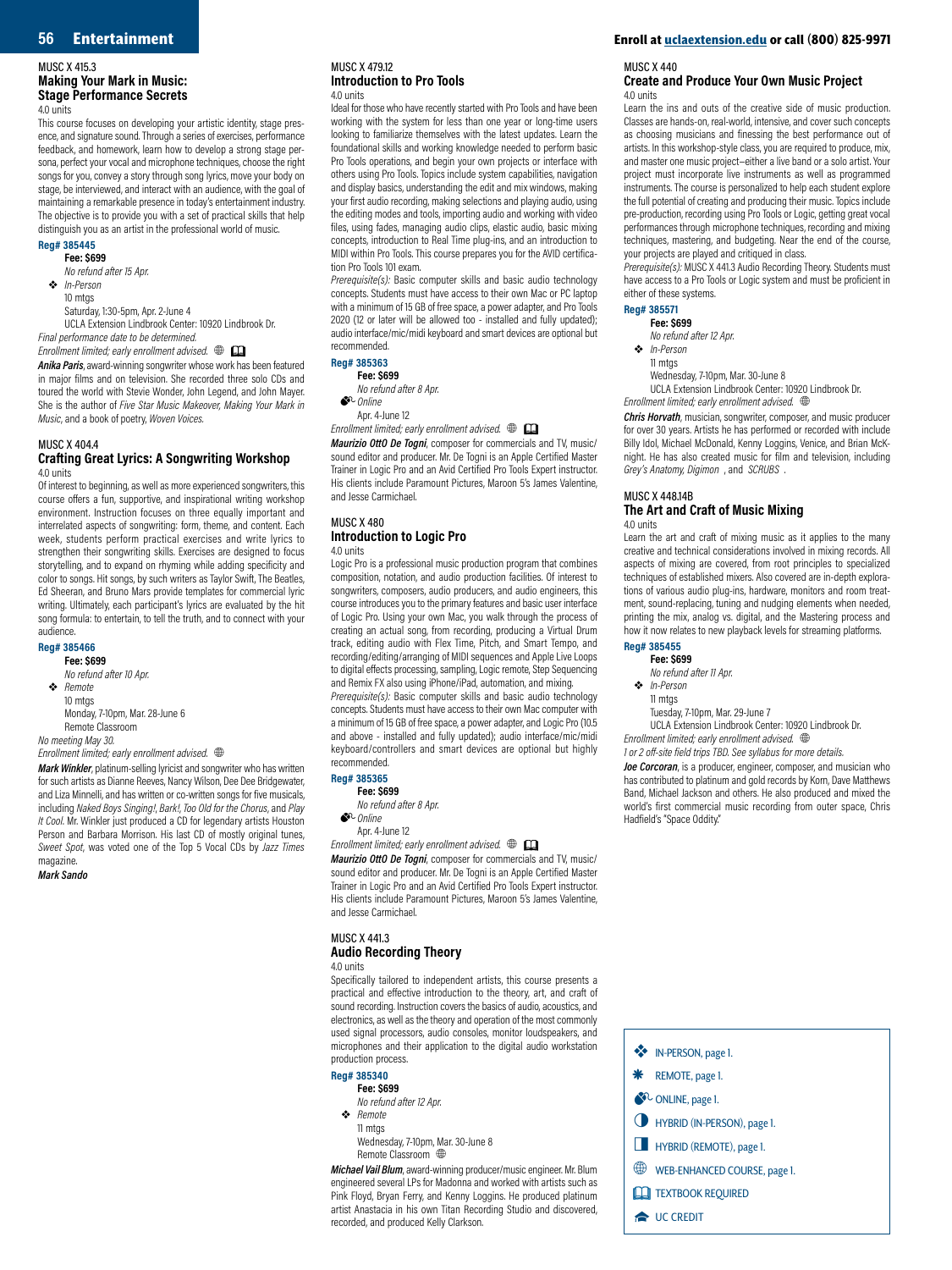MUSC X 415.3

### Making Your Mark in Music: Stage Performance Secrets

4.0 units

This course focuses on developing your artistic identity, stage presence, and signature sound. Through a series of exercises, performance feedback, and homework, learn how to develop a strong stage persona, perfect your vocal and microphone techniques, choose the right songs for you, convey a story through song lyrics, move your body on stage, be interviewed, and interact with an audience, with the goal of maintaining a remarkable presence in today's entertainment industry. The objective is to provide you with a set of practical skills that help distinguish you as an artist in the professional world of music.

**Reg# 385445**

**Fee: $699**

*No refund after 15 Apr.*

❖ *In-Person*

10 mtgs

Saturday, 1:30-5pm, Apr. 2-June 4

UCLA Extension Lindbrook Center: 10920 Lindbrook Dr.

*Final performance date to be determined.*

*Enrollment limited; early enrollment advised.* 🌐 📖

***Anika Paris***, award-winning songwriter whose work has been featured in major films and on television. She recorded three solo CDs and toured the world with Stevie Wonder, John Legend, and John Mayer. She is the author of *Five Star Music Makeover, Making Your Mark in Music*, and a book of poetry, *Woven Voices*.

MUSC X 404.4

### Crafting Great Lyrics: A Songwriting Workshop

4.0 units

Of interest to beginning, as well as more experienced songwriters, this course offers a fun, supportive, and inspirational writing workshop environment. Instruction focuses on three equally important and interrelated aspects of songwriting: form, theme, and content. Each week, students perform practical exercises and write lyrics to strengthen their songwriting skills. Exercises are designed to focus storytelling, and to expand on rhyming while adding specificity and color to songs. Hit songs, by such writers as Taylor Swift, The Beatles, Ed Sheeran, and Bruno Mars provide templates for commercial lyric writing. Ultimately, each participant's lyrics are evaluated by the hit song formula: to entertain, to tell the truth, and to connect with your audience.

**Reg# 385466**

**Fee: $699**

*No refund after 10 Apr.*

❖ *Remote*

10 mtgs

Monday, 7-10pm, Mar. 28-June 6

Remote Classroom

*No meeting May 30.*

*Enrollment limited; early enrollment advised.* 🌐

***Mark Winkler***, platinum-selling lyricist and songwriter who has written for such artists as Dianne Reeves, Nancy Wilson, Dee Dee Bridgewater, and Liza Minnelli, and has written or co-written songs for five musicals, including *Naked Boys Singing!, Bark!, Too Old for the Chorus*, and *Play It Cool*. Mr. Winkler just produced a CD for legendary artists Houston Person and Barbara Morrison. His last CD of mostly original tunes, *Sweet Spot*, was voted one of the Top 5 Vocal CDs by *Jazz Times* magazine.

***Mark Sando***

MUSC X 479.12

### Introduction to Pro Tools

4.0 units

Ideal for those who have recently started with Pro Tools and have been working with the system for less than one year or long-time users looking to familiarize themselves with the latest updates. Learn the foundational skills and working knowledge needed to perform basic Pro Tools operations, and begin your own projects or interface with others using Pro Tools. Topics include system capabilities, navigation and display basics, understanding the edit and mix windows, making your first audio recording, making selections and playing audio, using the editing modes and tools, importing audio and working with video files, using fades, managing audio clips, elastic audio, basic mixing concepts, introduction to Real Time plug-ins, and an introduction to MIDI within Pro Tools. This course prepares you for the AVID certification Pro Tools 101 exam.

*Prerequisite(s):* Basic computer skills and basic audio technology concepts. Students must have access to their own Mac or PC laptop with a minimum of 15 GB of free space, a power adapter, and Pro Tools 2020 (12 or later will be allowed too - installed and fully updated); audio interface/mic/midi keyboard and smart devices are optional but recommended.

**Reg# 385363**

**Fee: $699**

*No refund after 8 Apr.*

*Online*

Apr. 4-June 12

*Enrollment limited; early enrollment advised.* 🌐 📖

***Maurizio OttO De Togni***, composer for commercials and TV, music/sound editor and producer. Mr. De Togni is an Apple Certified Master Trainer in Logic Pro and an Avid Certified Pro Tools Expert instructor. His clients include Paramount Pictures, Maroon 5's James Valentine, and Jesse Carmichael.

MUSC X 480

### Introduction to Logic Pro

4.0 units

Logic Pro is a professional music production program that combines composition, notation, and audio production facilities. Of interest to songwriters, composers, audio producers, and audio engineers, this course introduces you to the primary features and basic user interface of Logic Pro. Using your own Mac, you walk through the process of creating an actual song, from recording, producing a Virtual Drum track, editing audio with Flex Time, Pitch, and Smart Tempo, and recording/editing/arranging of MIDI sequences and Apple Live Loops to digital effects processing, sampling, Logic remote, Step Sequencing and Remix FX also using iPhone/iPad, automation, and mixing.

*Prerequisite(s):* Basic computer skills and basic audio technology concepts. Students must have access to their own Mac computer with a minimum of 15 GB of free space, a power adapter, and Logic Pro (10.5 and above - installed and fully updated); audio interface/mic/midi keyboard/controllers and smart devices are optional but highly recommended.

**Reg# 385365**

**Fee: $699**

*No refund after 8 Apr.*

*Online*

Apr. 4-June 12

*Enrollment limited; early enrollment advised.* 🌐 📖

***Maurizio OttO De Togni***, composer for commercials and TV, music/sound editor and producer. Mr. De Togni is an Apple Certified Master Trainer in Logic Pro and an Avid Certified Pro Tools Expert instructor. His clients include Paramount Pictures, Maroon 5's James Valentine, and Jesse Carmichael.

MUSC X 441.3

### Audio Recording Theory

4.0 units

Specifically tailored to independent artists, this course presents a practical and effective introduction to the theory, art, and craft of sound recording. Instruction covers the basics of audio, acoustics, and electronics, as well as the theory and operation of the most commonly used signal processors, audio consoles, monitor loudspeakers, and microphones and their application to the digital audio workstation production process.

**Reg# 385340**

**Fee: $699**

*No refund after 12 Apr.*

❖ *Remote*

11 mtgs

Wednesday, 7-10pm, Mar. 30-June 8

Remote Classroom 🌐

***Michael Vail Blum***, award-winning producer/music engineer. Mr. Blum engineered several LPs for Madonna and worked with artists such as Pink Floyd, Bryan Ferry, and Kenny Loggins. He produced platinum artist Anastacia in his own Titan Recording Studio and discovered, recorded, and produced Kelly Clarkson.

MUSC X 440

### Create and Produce Your Own Music Project

4.0 units

Learn the ins and outs of the creative side of music production. Classes are hands-on, real-world, intensive, and cover such concepts as choosing musicians and finessing the best performance out of artists. In this workshop-style class, you are required to produce, mix, and master one music project—either a live band or a solo artist. Your project must incorporate live instruments as well as programmed instruments. The course is personalized to help each student explore the full potential of creating and producing their music. Topics include pre-production, recording using Pro Tools or Logic, getting great vocal performances through microphone techniques, recording and mixing techniques, mastering, and budgeting. Near the end of the course, your projects are played and critiqued in class.

*Prerequisite(s):* MUSC X 441.3 Audio Recording Theory. Students must have access to a Pro Tools or Logic system and must be proficient in either of these systems.

**Reg# 385571**

**Fee: $699**

*No refund after 12 Apr.*

❖ *In-Person*

11 mtgs

Wednesday, 7-10pm, Mar. 30-June 8

UCLA Extension Lindbrook Center: 10920 Lindbrook Dr.

*Enrollment limited; early enrollment advised.* 🌐

***Chris Horvath***, musician, songwriter, composer, and music producer for over 30 years. Artists he has performed or recorded with include Billy Idol, Michael McDonald, Kenny Loggins, Venice, and Brian McKnight. He has also created music for film and television, including *Grey's Anatomy, Digimon*, and *SCRUBS*.

MUSC X 448.14B

### The Art and Craft of Music Mixing

4.0 units

Learn the art and craft of mixing music as it applies to the many creative and technical considerations involved in mixing records. All aspects of mixing are covered, from root principles to specialized techniques of established mixers. Also covered are in-depth explorations of various audio plug-ins, hardware, monitors and room treatment, sound-replacing, tuning and nudging elements when needed, printing the mix, analog vs. digital, and the Mastering process and how it now relates to new playback levels for streaming platforms.

**Reg# 385455**

**Fee: $699**

*No refund after 11 Apr.*

❖ *In-Person*

11 mtgs

Tuesday, 7-10pm, Mar. 29-June 7

UCLA Extension Lindbrook Center: 10920 Lindbrook Dr.

*Enrollment limited; early enrollment advised.* 🌐

*1 or 2 off-site field trips TBD. See syllabus for more details.*

***Joe Corcoran***, is a producer, engineer, composer, and musician who has contributed to platinum and gold records by Korn, Dave Matthews Band, Michael Jackson and others. He also produced and mixed the world's first commercial music recording from outer space, Chris Hadfield's "Space Oddity."

❖ IN-PERSON, page 1.
✱ REMOTE, page 1.
ONLINE, page 1.
◐ HYBRID (IN-PERSON), page 1.
HYBRID (REMOTE), page 1.
🌐 WEB-ENHANCED COURSE, page 1.
📖 TEXTBOOK REQUIRED
UC CREDIT